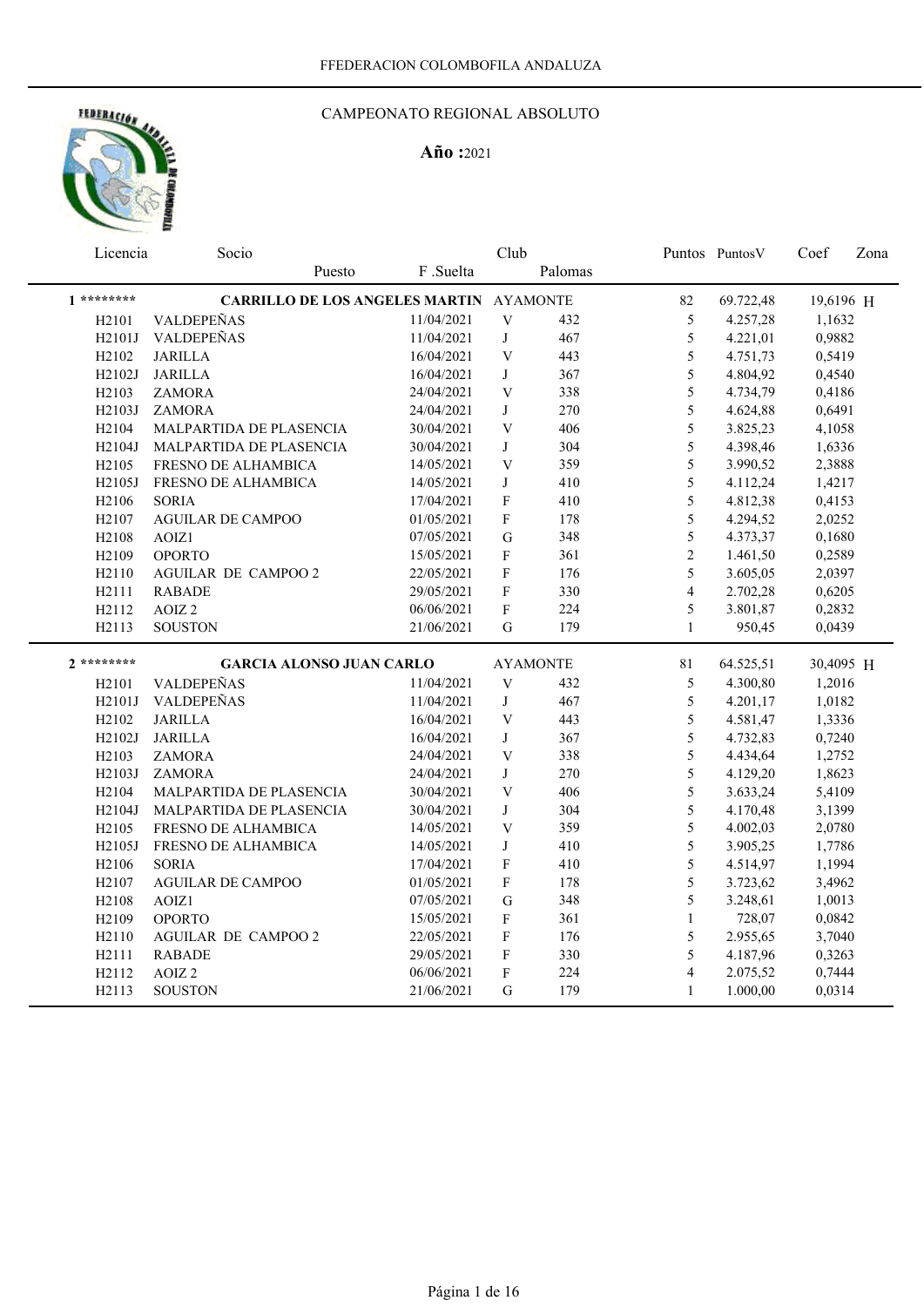FFEDERACION COLOMBOFILA ANDALUZA

# CAMPEONATO REGIONAL ABSOLUTO

**Año :** 2021

| Licencia | Socio / Puesto | F .Suelta | Club | Palomas | Puntos | PuntosV | Coef | Zona |
|---|---|---|---|---|---|---|---|---|
| **1 \*\*\*\*\*\*\*\*** | **CARRILLO DE LOS ANGELES MARTIN** | | AYAMONTE | | 82 | 69.722,48 | 19,6196 | H |
| H2101 | VALDEPEÑAS | 11/04/2021 | V | 432 | 5 | 4.257,28 | 1,1632 | |
| H2101J | VALDEPEÑAS | 11/04/2021 | J | 467 | 5 | 4.221,01 | 0,9882 | |
| H2102 | JARILLA | 16/04/2021 | V | 443 | 5 | 4.751,73 | 0,5419 | |
| H2102J | JARILLA | 16/04/2021 | J | 367 | 5 | 4.804,92 | 0,4540 | |
| H2103 | ZAMORA | 24/04/2021 | V | 338 | 5 | 4.734,79 | 0,4186 | |
| H2103J | ZAMORA | 24/04/2021 | J | 270 | 5 | 4.624,88 | 0,6491 | |
| H2104 | MALPARTIDA DE PLASENCIA | 30/04/2021 | V | 406 | 5 | 3.825,23 | 4,1058 | |
| H2104J | MALPARTIDA DE PLASENCIA | 30/04/2021 | J | 304 | 5 | 4.398,46 | 1,6336 | |
| H2105 | FRESNO DE ALHAMBICA | 14/05/2021 | V | 359 | 5 | 3.990,52 | 2,3888 | |
| H2105J | FRESNO DE ALHAMBICA | 14/05/2021 | J | 410 | 5 | 4.112,24 | 1,4217 | |
| H2106 | SORIA | 17/04/2021 | F | 410 | 5 | 4.812,38 | 0,4153 | |
| H2107 | AGUILAR DE CAMPOO | 01/05/2021 | F | 178 | 5 | 4.294,52 | 2,0252 | |
| H2108 | AOIZ1 | 07/05/2021 | G | 348 | 5 | 4.373,37 | 0,1680 | |
| H2109 | OPORTO | 15/05/2021 | F | 361 | 2 | 1.461,50 | 0,2589 | |
| H2110 | AGUILAR DE CAMPOO 2 | 22/05/2021 | F | 176 | 5 | 3.605,05 | 2,0397 | |
| H2111 | RABADE | 29/05/2021 | F | 330 | 4 | 2.702,28 | 0,6205 | |
| H2112 | AOIZ 2 | 06/06/2021 | F | 224 | 5 | 3.801,87 | 0,2832 | |
| H2113 | SOUSTON | 21/06/2021 | G | 179 | 1 | 950,45 | 0,0439 | |
| **2 \*\*\*\*\*\*\*\*** | **GARCIA ALONSO JUAN CARLO** | | AYAMONTE | | 81 | 64.525,51 | 30,4095 | H |
| H2101 | VALDEPEÑAS | 11/04/2021 | V | 432 | 5 | 4.300,80 | 1,2016 | |
| H2101J | VALDEPEÑAS | 11/04/2021 | J | 467 | 5 | 4.201,17 | 1,0182 | |
| H2102 | JARILLA | 16/04/2021 | V | 443 | 5 | 4.581,47 | 1,3336 | |
| H2102J | JARILLA | 16/04/2021 | J | 367 | 5 | 4.732,83 | 0,7240 | |
| H2103 | ZAMORA | 24/04/2021 | V | 338 | 5 | 4.434,64 | 1,2752 | |
| H2103J | ZAMORA | 24/04/2021 | J | 270 | 5 | 4.129,20 | 1,8623 | |
| H2104 | MALPARTIDA DE PLASENCIA | 30/04/2021 | V | 406 | 5 | 3.633,24 | 5,4109 | |
| H2104J | MALPARTIDA DE PLASENCIA | 30/04/2021 | J | 304 | 5 | 4.170,48 | 3,1399 | |
| H2105 | FRESNO DE ALHAMBICA | 14/05/2021 | V | 359 | 5 | 4.002,03 | 2,0780 | |
| H2105J | FRESNO DE ALHAMBICA | 14/05/2021 | J | 410 | 5 | 3.905,25 | 1,7786 | |
| H2106 | SORIA | 17/04/2021 | F | 410 | 5 | 4.514,97 | 1,1994 | |
| H2107 | AGUILAR DE CAMPOO | 01/05/2021 | F | 178 | 5 | 3.723,62 | 3,4962 | |
| H2108 | AOIZ1 | 07/05/2021 | G | 348 | 5 | 3.248,61 | 1,0013 | |
| H2109 | OPORTO | 15/05/2021 | F | 361 | 1 | 728,07 | 0,0842 | |
| H2110 | AGUILAR DE CAMPOO 2 | 22/05/2021 | F | 176 | 5 | 2.955,65 | 3,7040 | |
| H2111 | RABADE | 29/05/2021 | F | 330 | 5 | 4.187,96 | 0,3263 | |
| H2112 | AOIZ 2 | 06/06/2021 | F | 224 | 4 | 2.075,52 | 0,7444 | |
| H2113 | SOUSTON | 21/06/2021 | G | 179 | 1 | 1.000,00 | 0,0314 | |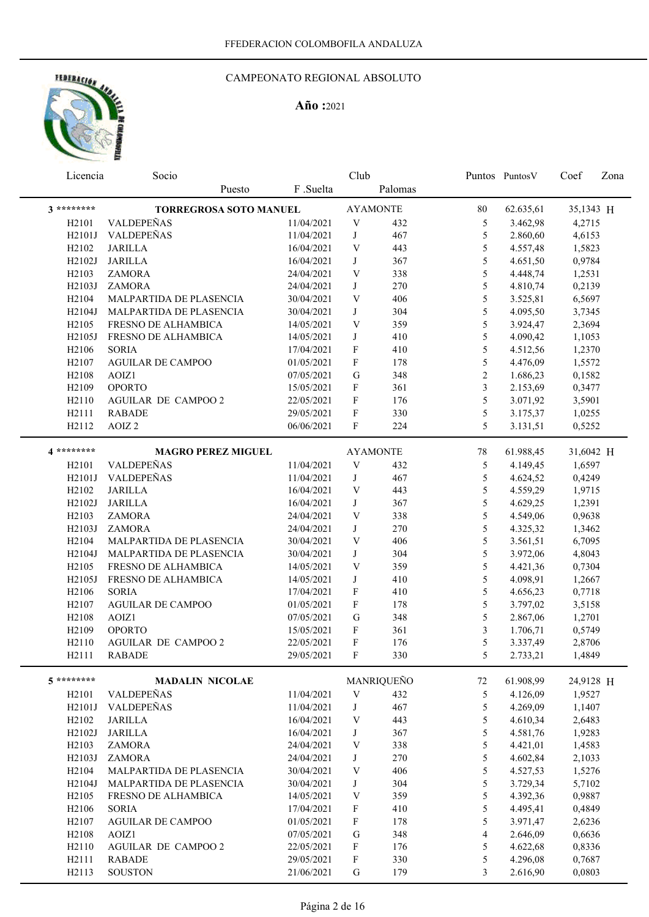FFEDERACION COLOMBOFILA ANDALUZA

## CAMPEONATO REGIONAL ABSOLUTO

**Año :**2021

| Licencia | Socio / Puesto | F .Suelta | Club | Palomas | Puntos | PuntosV | Coef | Zona |
|---|---|---|---|---|---|---|---|---|
| **3 \*\*\*\*\*\*\*\*** | **TORREGROSA SOTO MANUEL** | | AYAMONTE | | 80 | 62.635,61 | 35,1343 | H |
| H2101 | VALDEPEÑAS | 11/04/2021 | V | 432 | 5 | 3.462,98 | 4,2715 | |
| H2101J | VALDEPEÑAS | 11/04/2021 | J | 467 | 5 | 2.860,60 | 4,6153 | |
| H2102 | JARILLA | 16/04/2021 | V | 443 | 5 | 4.557,48 | 1,5823 | |
| H2102J | JARILLA | 16/04/2021 | J | 367 | 5 | 4.651,50 | 0,9784 | |
| H2103 | ZAMORA | 24/04/2021 | V | 338 | 5 | 4.448,74 | 1,2531 | |
| H2103J | ZAMORA | 24/04/2021 | J | 270 | 5 | 4.810,74 | 0,2139 | |
| H2104 | MALPARTIDA DE PLASENCIA | 30/04/2021 | V | 406 | 5 | 3.525,81 | 6,5697 | |
| H2104J | MALPARTIDA DE PLASENCIA | 30/04/2021 | J | 304 | 5 | 4.095,50 | 3,7345 | |
| H2105 | FRESNO DE ALHAMBICA | 14/05/2021 | V | 359 | 5 | 3.924,47 | 2,3694 | |
| H2105J | FRESNO DE ALHAMBICA | 14/05/2021 | J | 410 | 5 | 4.090,42 | 1,1053 | |
| H2106 | SORIA | 17/04/2021 | F | 410 | 5 | 4.512,56 | 1,2370 | |
| H2107 | AGUILAR DE CAMPOO | 01/05/2021 | F | 178 | 5 | 4.476,09 | 1,5572 | |
| H2108 | AOIZ1 | 07/05/2021 | G | 348 | 2 | 1.686,23 | 0,1582 | |
| H2109 | OPORTO | 15/05/2021 | F | 361 | 3 | 2.153,69 | 0,3477 | |
| H2110 | AGUILAR DE CAMPOO 2 | 22/05/2021 | F | 176 | 5 | 3.071,92 | 3,5901 | |
| H2111 | RABADE | 29/05/2021 | F | 330 | 5 | 3.175,37 | 1,0255 | |
| H2112 | AOIZ 2 | 06/06/2021 | F | 224 | 5 | 3.131,51 | 0,5252 | |
| **4 \*\*\*\*\*\*\*\*** | **MAGRO PEREZ MIGUEL** | | AYAMONTE | | 78 | 61.988,45 | 31,6042 | H |
| H2101 | VALDEPEÑAS | 11/04/2021 | V | 432 | 5 | 4.149,45 | 1,6597 | |
| H2101J | VALDEPEÑAS | 11/04/2021 | J | 467 | 5 | 4.624,52 | 0,4249 | |
| H2102 | JARILLA | 16/04/2021 | V | 443 | 5 | 4.559,29 | 1,9715 | |
| H2102J | JARILLA | 16/04/2021 | J | 367 | 5 | 4.629,25 | 1,2391 | |
| H2103 | ZAMORA | 24/04/2021 | V | 338 | 5 | 4.549,06 | 0,9638 | |
| H2103J | ZAMORA | 24/04/2021 | J | 270 | 5 | 4.325,32 | 1,3462 | |
| H2104 | MALPARTIDA DE PLASENCIA | 30/04/2021 | V | 406 | 5 | 3.561,51 | 6,7095 | |
| H2104J | MALPARTIDA DE PLASENCIA | 30/04/2021 | J | 304 | 5 | 3.972,06 | 4,8043 | |
| H2105 | FRESNO DE ALHAMBICA | 14/05/2021 | V | 359 | 5 | 4.421,36 | 0,7304 | |
| H2105J | FRESNO DE ALHAMBICA | 14/05/2021 | J | 410 | 5 | 4.098,91 | 1,2667 | |
| H2106 | SORIA | 17/04/2021 | F | 410 | 5 | 4.656,23 | 0,7718 | |
| H2107 | AGUILAR DE CAMPOO | 01/05/2021 | F | 178 | 5 | 3.797,02 | 3,5158 | |
| H2108 | AOIZ1 | 07/05/2021 | G | 348 | 5 | 2.867,06 | 1,2701 | |
| H2109 | OPORTO | 15/05/2021 | F | 361 | 3 | 1.706,71 | 0,5749 | |
| H2110 | AGUILAR DE CAMPOO 2 | 22/05/2021 | F | 176 | 5 | 3.337,49 | 2,8706 | |
| H2111 | RABADE | 29/05/2021 | F | 330 | 5 | 2.733,21 | 1,4849 | |
| **5 \*\*\*\*\*\*\*\*** | **MADALIN NICOLAE** | | MANRIQUEÑO | | 72 | 61.908,99 | 24,9128 | H |
| H2101 | VALDEPEÑAS | 11/04/2021 | V | 432 | 5 | 4.126,09 | 1,9527 | |
| H2101J | VALDEPEÑAS | 11/04/2021 | J | 467 | 5 | 4.269,09 | 1,1407 | |
| H2102 | JARILLA | 16/04/2021 | V | 443 | 5 | 4.610,34 | 2,6483 | |
| H2102J | JARILLA | 16/04/2021 | J | 367 | 5 | 4.581,76 | 1,9283 | |
| H2103 | ZAMORA | 24/04/2021 | V | 338 | 5 | 4.421,01 | 1,4583 | |
| H2103J | ZAMORA | 24/04/2021 | J | 270 | 5 | 4.602,84 | 2,1033 | |
| H2104 | MALPARTIDA DE PLASENCIA | 30/04/2021 | V | 406 | 5 | 4.527,53 | 1,5276 | |
| H2104J | MALPARTIDA DE PLASENCIA | 30/04/2021 | J | 304 | 5 | 3.729,34 | 5,7102 | |
| H2105 | FRESNO DE ALHAMBICA | 14/05/2021 | V | 359 | 5 | 4.392,36 | 0,9887 | |
| H2106 | SORIA | 17/04/2021 | F | 410 | 5 | 4.495,41 | 0,4849 | |
| H2107 | AGUILAR DE CAMPOO | 01/05/2021 | F | 178 | 5 | 3.971,47 | 2,6236 | |
| H2108 | AOIZ1 | 07/05/2021 | G | 348 | 4 | 2.646,09 | 0,6636 | |
| H2110 | AGUILAR DE CAMPOO 2 | 22/05/2021 | F | 176 | 5 | 4.622,68 | 0,8336 | |
| H2111 | RABADE | 29/05/2021 | F | 330 | 5 | 4.296,08 | 0,7687 | |
| H2113 | SOUSTON | 21/06/2021 | G | 179 | 3 | 2.616,90 | 0,0803 | |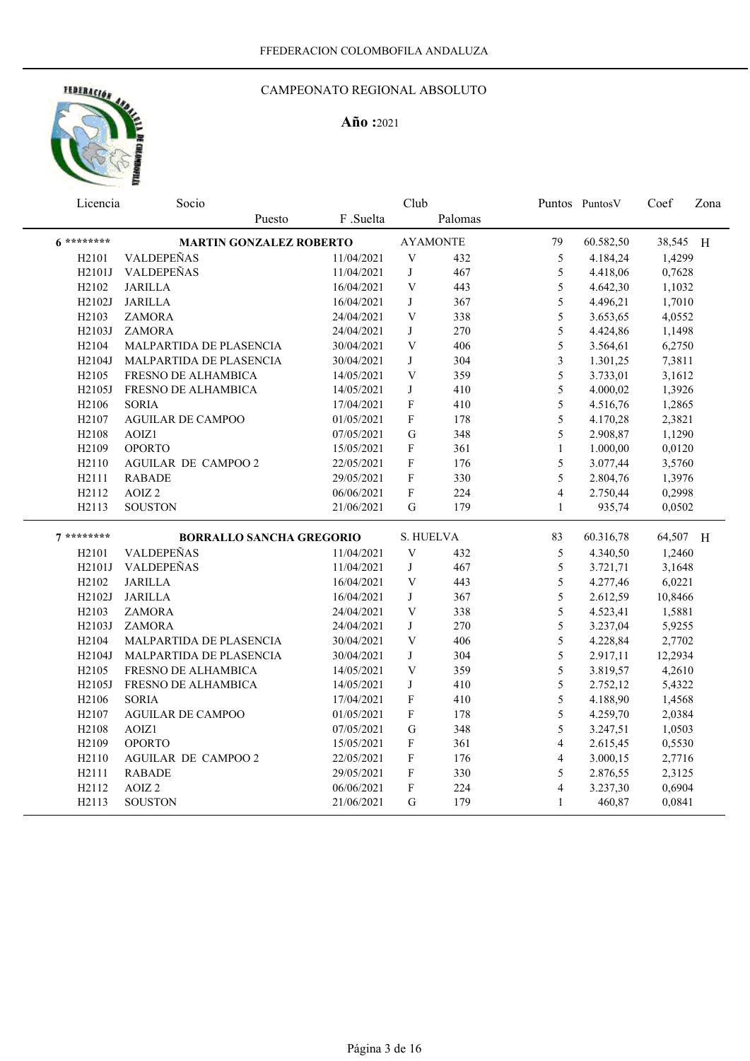FFEDERACION COLOMBOFILA ANDALUZA

## CAMPEONATO REGIONAL ABSOLUTO

**Año :**2021

| Licencia | Socio / Puesto | F .Suelta | Club | Palomas | Puntos | PuntosV | Coef | Zona |
|---|---|---|---|---|---|---|---|---|
| **6 ********** | **MARTIN GONZALEZ ROBERTO** | | AYAMONTE | | 79 | 60.582,50 | 38,545 | H |
| H2101 | VALDEPEÑAS | 11/04/2021 | V | 432 | 5 | 4.184,24 | 1,4299 | |
| H2101J | VALDEPEÑAS | 11/04/2021 | J | 467 | 5 | 4.418,06 | 0,7628 | |
| H2102 | JARILLA | 16/04/2021 | V | 443 | 5 | 4.642,30 | 1,1032 | |
| H2102J | JARILLA | 16/04/2021 | J | 367 | 5 | 4.496,21 | 1,7010 | |
| H2103 | ZAMORA | 24/04/2021 | V | 338 | 5 | 3.653,65 | 4,0552 | |
| H2103J | ZAMORA | 24/04/2021 | J | 270 | 5 | 4.424,86 | 1,1498 | |
| H2104 | MALPARTIDA DE PLASENCIA | 30/04/2021 | V | 406 | 5 | 3.564,61 | 6,2750 | |
| H2104J | MALPARTIDA DE PLASENCIA | 30/04/2021 | J | 304 | 3 | 1.301,25 | 7,3811 | |
| H2105 | FRESNO DE ALHAMBICA | 14/05/2021 | V | 359 | 5 | 3.733,01 | 3,1612 | |
| H2105J | FRESNO DE ALHAMBICA | 14/05/2021 | J | 410 | 5 | 4.000,02 | 1,3926 | |
| H2106 | SORIA | 17/04/2021 | F | 410 | 5 | 4.516,76 | 1,2865 | |
| H2107 | AGUILAR DE CAMPOO | 01/05/2021 | F | 178 | 5 | 4.170,28 | 2,3821 | |
| H2108 | AOIZ1 | 07/05/2021 | G | 348 | 5 | 2.908,87 | 1,1290 | |
| H2109 | OPORTO | 15/05/2021 | F | 361 | 1 | 1.000,00 | 0,0120 | |
| H2110 | AGUILAR DE CAMPOO 2 | 22/05/2021 | F | 176 | 5 | 3.077,44 | 3,5760 | |
| H2111 | RABADE | 29/05/2021 | F | 330 | 5 | 2.804,76 | 1,3976 | |
| H2112 | AOIZ 2 | 06/06/2021 | F | 224 | 4 | 2.750,44 | 0,2998 | |
| H2113 | SOUSTON | 21/06/2021 | G | 179 | 1 | 935,74 | 0,0502 | |
| **7 ********** | **BORRALLO SANCHA GREGORIO** | | S. HUELVA | | 83 | 60.316,78 | 64,507 | H |
| H2101 | VALDEPEÑAS | 11/04/2021 | V | 432 | 5 | 4.340,50 | 1,2460 | |
| H2101J | VALDEPEÑAS | 11/04/2021 | J | 467 | 5 | 3.721,71 | 3,1648 | |
| H2102 | JARILLA | 16/04/2021 | V | 443 | 5 | 4.277,46 | 6,0221 | |
| H2102J | JARILLA | 16/04/2021 | J | 367 | 5 | 2.612,59 | 10,8466 | |
| H2103 | ZAMORA | 24/04/2021 | V | 338 | 5 | 4.523,41 | 1,5881 | |
| H2103J | ZAMORA | 24/04/2021 | J | 270 | 5 | 3.237,04 | 5,9255 | |
| H2104 | MALPARTIDA DE PLASENCIA | 30/04/2021 | V | 406 | 5 | 4.228,84 | 2,7702 | |
| H2104J | MALPARTIDA DE PLASENCIA | 30/04/2021 | J | 304 | 5 | 2.917,11 | 12,2934 | |
| H2105 | FRESNO DE ALHAMBICA | 14/05/2021 | V | 359 | 5 | 3.819,57 | 4,2610 | |
| H2105J | FRESNO DE ALHAMBICA | 14/05/2021 | J | 410 | 5 | 2.752,12 | 5,4322 | |
| H2106 | SORIA | 17/04/2021 | F | 410 | 5 | 4.188,90 | 1,4568 | |
| H2107 | AGUILAR DE CAMPOO | 01/05/2021 | F | 178 | 5 | 4.259,70 | 2,0384 | |
| H2108 | AOIZ1 | 07/05/2021 | G | 348 | 5 | 3.247,51 | 1,0503 | |
| H2109 | OPORTO | 15/05/2021 | F | 361 | 4 | 2.615,45 | 0,5530 | |
| H2110 | AGUILAR DE CAMPOO 2 | 22/05/2021 | F | 176 | 4 | 3.000,15 | 2,7716 | |
| H2111 | RABADE | 29/05/2021 | F | 330 | 5 | 2.876,55 | 2,3125 | |
| H2112 | AOIZ 2 | 06/06/2021 | F | 224 | 4 | 3.237,30 | 0,6904 | |
| H2113 | SOUSTON | 21/06/2021 | G | 179 | 1 | 460,87 | 0,0841 | |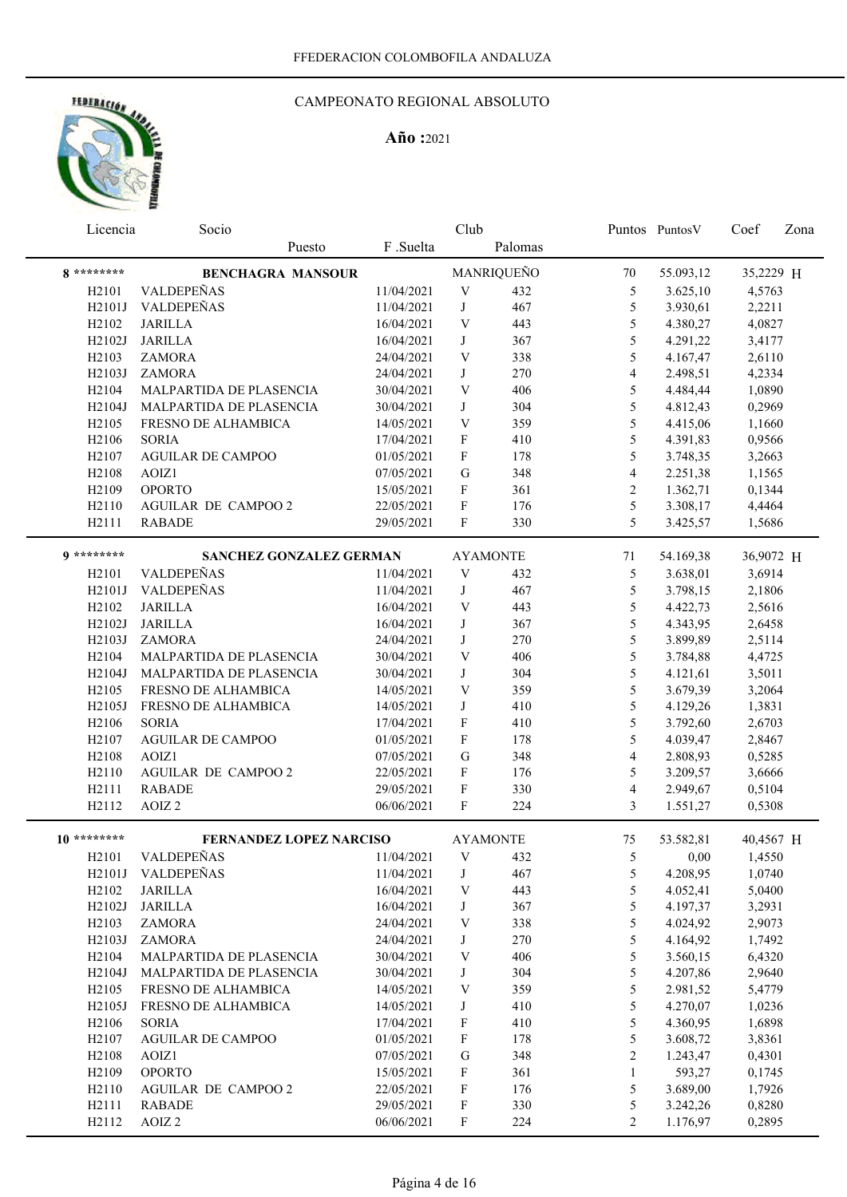FFEDERACION COLOMBOFILA ANDALUZA

CAMPEONATO REGIONAL ABSOLUTO

**Año :**2021

| Licencia | Socio / Puesto | F .Suelta | Club | Palomas | Puntos | PuntosV | Coef | Zona |
|---|---|---|---|---|---|---|---|---|
| **8 \*\*\*\*\*\*\*\*** | **BENCHAGRA MANSOUR** | | MANRIQUEÑO | | 70 | 55.093,12 | 35,2229 | H |
| H2101 | VALDEPEÑAS | 11/04/2021 | V | 432 | 5 | 3.625,10 | 4,5763 | |
| H2101J | VALDEPEÑAS | 11/04/2021 | J | 467 | 5 | 3.930,61 | 2,2211 | |
| H2102 | JARILLA | 16/04/2021 | V | 443 | 5 | 4.380,27 | 4,0827 | |
| H2102J | JARILLA | 16/04/2021 | J | 367 | 5 | 4.291,22 | 3,4177 | |
| H2103 | ZAMORA | 24/04/2021 | V | 338 | 5 | 4.167,47 | 2,6110 | |
| H2103J | ZAMORA | 24/04/2021 | J | 270 | 4 | 2.498,51 | 4,2334 | |
| H2104 | MALPARTIDA DE PLASENCIA | 30/04/2021 | V | 406 | 5 | 4.484,44 | 1,0890 | |
| H2104J | MALPARTIDA DE PLASENCIA | 30/04/2021 | J | 304 | 5 | 4.812,43 | 0,2969 | |
| H2105 | FRESNO DE ALHAMBICA | 14/05/2021 | V | 359 | 5 | 4.415,06 | 1,1660 | |
| H2106 | SORIA | 17/04/2021 | F | 410 | 5 | 4.391,83 | 0,9566 | |
| H2107 | AGUILAR DE CAMPOO | 01/05/2021 | F | 178 | 5 | 3.748,35 | 3,2663 | |
| H2108 | AOIZ1 | 07/05/2021 | G | 348 | 4 | 2.251,38 | 1,1565 | |
| H2109 | OPORTO | 15/05/2021 | F | 361 | 2 | 1.362,71 | 0,1344 | |
| H2110 | AGUILAR DE CAMPOO 2 | 22/05/2021 | F | 176 | 5 | 3.308,17 | 4,4464 | |
| H2111 | RABADE | 29/05/2021 | F | 330 | 5 | 3.425,57 | 1,5686 | |
| **9 \*\*\*\*\*\*\*\*** | **SANCHEZ GONZALEZ GERMAN** | | AYAMONTE | | 71 | 54.169,38 | 36,9072 | H |
| H2101 | VALDEPEÑAS | 11/04/2021 | V | 432 | 5 | 3.638,01 | 3,6914 | |
| H2101J | VALDEPEÑAS | 11/04/2021 | J | 467 | 5 | 3.798,15 | 2,1806 | |
| H2102 | JARILLA | 16/04/2021 | V | 443 | 5 | 4.422,73 | 2,5616 | |
| H2102J | JARILLA | 16/04/2021 | J | 367 | 5 | 4.343,95 | 2,6458 | |
| H2103J | ZAMORA | 24/04/2021 | J | 270 | 5 | 3.899,89 | 2,5114 | |
| H2104 | MALPARTIDA DE PLASENCIA | 30/04/2021 | V | 406 | 5 | 3.784,88 | 4,4725 | |
| H2104J | MALPARTIDA DE PLASENCIA | 30/04/2021 | J | 304 | 5 | 4.121,61 | 3,5011 | |
| H2105 | FRESNO DE ALHAMBICA | 14/05/2021 | V | 359 | 5 | 3.679,39 | 3,2064 | |
| H2105J | FRESNO DE ALHAMBICA | 14/05/2021 | J | 410 | 5 | 4.129,26 | 1,3831 | |
| H2106 | SORIA | 17/04/2021 | F | 410 | 5 | 3.792,60 | 2,6703 | |
| H2107 | AGUILAR DE CAMPOO | 01/05/2021 | F | 178 | 5 | 4.039,47 | 2,8467 | |
| H2108 | AOIZ1 | 07/05/2021 | G | 348 | 4 | 2.808,93 | 0,5285 | |
| H2110 | AGUILAR DE CAMPOO 2 | 22/05/2021 | F | 176 | 5 | 3.209,57 | 3,6666 | |
| H2111 | RABADE | 29/05/2021 | F | 330 | 4 | 2.949,67 | 0,5104 | |
| H2112 | AOIZ 2 | 06/06/2021 | F | 224 | 3 | 1.551,27 | 0,5308 | |
| **10 \*\*\*\*\*\*\*\*** | **FERNANDEZ LOPEZ NARCISO** | | AYAMONTE | | 75 | 53.582,81 | 40,4567 | H |
| H2101 | VALDEPEÑAS | 11/04/2021 | V | 432 | 5 | 0,00 | 1,4550 | |
| H2101J | VALDEPEÑAS | 11/04/2021 | J | 467 | 5 | 4.208,95 | 1,0740 | |
| H2102 | JARILLA | 16/04/2021 | V | 443 | 5 | 4.052,41 | 5,0400 | |
| H2102J | JARILLA | 16/04/2021 | J | 367 | 5 | 4.197,37 | 3,2931 | |
| H2103 | ZAMORA | 24/04/2021 | V | 338 | 5 | 4.024,92 | 2,9073 | |
| H2103J | ZAMORA | 24/04/2021 | J | 270 | 5 | 4.164,92 | 1,7492 | |
| H2104 | MALPARTIDA DE PLASENCIA | 30/04/2021 | V | 406 | 5 | 3.560,15 | 6,4320 | |
| H2104J | MALPARTIDA DE PLASENCIA | 30/04/2021 | J | 304 | 5 | 4.207,86 | 2,9640 | |
| H2105 | FRESNO DE ALHAMBICA | 14/05/2021 | V | 359 | 5 | 2.981,52 | 5,4779 | |
| H2105J | FRESNO DE ALHAMBICA | 14/05/2021 | J | 410 | 5 | 4.270,07 | 1,0236 | |
| H2106 | SORIA | 17/04/2021 | F | 410 | 5 | 4.360,95 | 1,6898 | |
| H2107 | AGUILAR DE CAMPOO | 01/05/2021 | F | 178 | 5 | 3.608,72 | 3,8361 | |
| H2108 | AOIZ1 | 07/05/2021 | G | 348 | 2 | 1.243,47 | 0,4301 | |
| H2109 | OPORTO | 15/05/2021 | F | 361 | 1 | 593,27 | 0,1745 | |
| H2110 | AGUILAR DE CAMPOO 2 | 22/05/2021 | F | 176 | 5 | 3.689,00 | 1,7926 | |
| H2111 | RABADE | 29/05/2021 | F | 330 | 5 | 3.242,26 | 0,8280 | |
| H2112 | AOIZ 2 | 06/06/2021 | F | 224 | 2 | 1.176,97 | 0,2895 | |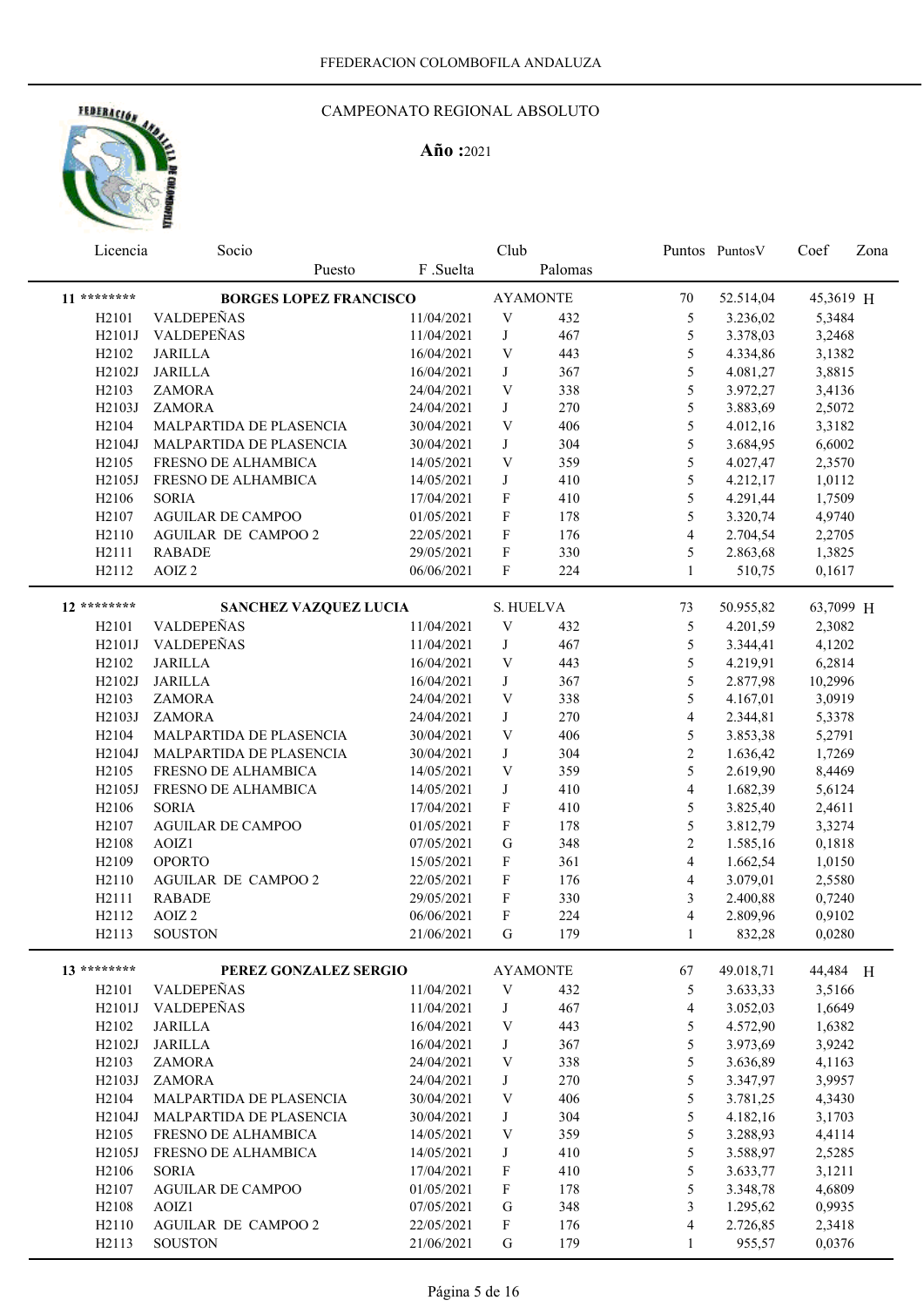FFEDERACION COLOMBOFILA ANDALUZA

# CAMPEONATO REGIONAL ABSOLUTO

**Año :** 2021

| Licencia | Socio / Puesto | F .Suelta | Club | Palomas | Puntos | PuntosV | Coef | Zona |
|---|---|---|---|---|---|---|---|---|
| **11 \*\*\*\*\*\*\*\*** | **BORGES LOPEZ FRANCISCO** | | AYAMONTE | | 70 | 52.514,04 | 45,3619 | H |
| H2101 | VALDEPEÑAS | 11/04/2021 | V | 432 | 5 | 3.236,02 | 5,3484 | |
| H2101J | VALDEPEÑAS | 11/04/2021 | J | 467 | 5 | 3.378,03 | 3,2468 | |
| H2102 | JARILLA | 16/04/2021 | V | 443 | 5 | 4.334,86 | 3,1382 | |
| H2102J | JARILLA | 16/04/2021 | J | 367 | 5 | 4.081,27 | 3,8815 | |
| H2103 | ZAMORA | 24/04/2021 | V | 338 | 5 | 3.972,27 | 3,4136 | |
| H2103J | ZAMORA | 24/04/2021 | J | 270 | 5 | 3.883,69 | 2,5072 | |
| H2104 | MALPARTIDA DE PLASENCIA | 30/04/2021 | V | 406 | 5 | 4.012,16 | 3,3182 | |
| H2104J | MALPARTIDA DE PLASENCIA | 30/04/2021 | J | 304 | 5 | 3.684,95 | 6,6002 | |
| H2105 | FRESNO DE ALHAMBICA | 14/05/2021 | V | 359 | 5 | 4.027,47 | 2,3570 | |
| H2105J | FRESNO DE ALHAMBICA | 14/05/2021 | J | 410 | 5 | 4.212,17 | 1,0112 | |
| H2106 | SORIA | 17/04/2021 | F | 410 | 5 | 4.291,44 | 1,7509 | |
| H2107 | AGUILAR DE CAMPOO | 01/05/2021 | F | 178 | 5 | 3.320,74 | 4,9740 | |
| H2110 | AGUILAR DE CAMPOO 2 | 22/05/2021 | F | 176 | 4 | 2.704,54 | 2,2705 | |
| H2111 | RABADE | 29/05/2021 | F | 330 | 5 | 2.863,68 | 1,3825 | |
| H2112 | AOIZ 2 | 06/06/2021 | F | 224 | 1 | 510,75 | 0,1617 | |
| **12 \*\*\*\*\*\*\*\*** | **SANCHEZ VAZQUEZ LUCIA** | | S. HUELVA | | 73 | 50.955,82 | 63,7099 | H |
| H2101 | VALDEPEÑAS | 11/04/2021 | V | 432 | 5 | 4.201,59 | 2,3082 | |
| H2101J | VALDEPEÑAS | 11/04/2021 | J | 467 | 5 | 3.344,41 | 4,1202 | |
| H2102 | JARILLA | 16/04/2021 | V | 443 | 5 | 4.219,91 | 6,2814 | |
| H2102J | JARILLA | 16/04/2021 | J | 367 | 5 | 2.877,98 | 10,2996 | |
| H2103 | ZAMORA | 24/04/2021 | V | 338 | 5 | 4.167,01 | 3,0919 | |
| H2103J | ZAMORA | 24/04/2021 | J | 270 | 4 | 2.344,81 | 5,3378 | |
| H2104 | MALPARTIDA DE PLASENCIA | 30/04/2021 | V | 406 | 5 | 3.853,38 | 5,2791 | |
| H2104J | MALPARTIDA DE PLASENCIA | 30/04/2021 | J | 304 | 2 | 1.636,42 | 1,7269 | |
| H2105 | FRESNO DE ALHAMBICA | 14/05/2021 | V | 359 | 5 | 2.619,90 | 8,4469 | |
| H2105J | FRESNO DE ALHAMBICA | 14/05/2021 | J | 410 | 4 | 1.682,39 | 5,6124 | |
| H2106 | SORIA | 17/04/2021 | F | 410 | 5 | 3.825,40 | 2,4611 | |
| H2107 | AGUILAR DE CAMPOO | 01/05/2021 | F | 178 | 5 | 3.812,79 | 3,3274 | |
| H2108 | AOIZ1 | 07/05/2021 | G | 348 | 2 | 1.585,16 | 0,1818 | |
| H2109 | OPORTO | 15/05/2021 | F | 361 | 4 | 1.662,54 | 1,0150 | |
| H2110 | AGUILAR DE CAMPOO 2 | 22/05/2021 | F | 176 | 4 | 3.079,01 | 2,5580 | |
| H2111 | RABADE | 29/05/2021 | F | 330 | 3 | 2.400,88 | 0,7240 | |
| H2112 | AOIZ 2 | 06/06/2021 | F | 224 | 4 | 2.809,96 | 0,9102 | |
| H2113 | SOUSTON | 21/06/2021 | G | 179 | 1 | 832,28 | 0,0280 | |
| **13 \*\*\*\*\*\*\*\*** | **PEREZ GONZALEZ SERGIO** | | AYAMONTE | | 67 | 49.018,71 | 44,484 | H |
| H2101 | VALDEPEÑAS | 11/04/2021 | V | 432 | 5 | 3.633,33 | 3,5166 | |
| H2101J | VALDEPEÑAS | 11/04/2021 | J | 467 | 4 | 3.052,03 | 1,6649 | |
| H2102 | JARILLA | 16/04/2021 | V | 443 | 5 | 4.572,90 | 1,6382 | |
| H2102J | JARILLA | 16/04/2021 | J | 367 | 5 | 3.973,69 | 3,9242 | |
| H2103 | ZAMORA | 24/04/2021 | V | 338 | 5 | 3.636,89 | 4,1163 | |
| H2103J | ZAMORA | 24/04/2021 | J | 270 | 5 | 3.347,97 | 3,9957 | |
| H2104 | MALPARTIDA DE PLASENCIA | 30/04/2021 | V | 406 | 5 | 3.781,25 | 4,3430 | |
| H2104J | MALPARTIDA DE PLASENCIA | 30/04/2021 | J | 304 | 5 | 4.182,16 | 3,1703 | |
| H2105 | FRESNO DE ALHAMBICA | 14/05/2021 | V | 359 | 5 | 3.288,93 | 4,4114 | |
| H2105J | FRESNO DE ALHAMBICA | 14/05/2021 | J | 410 | 5 | 3.588,97 | 2,5285 | |
| H2106 | SORIA | 17/04/2021 | F | 410 | 5 | 3.633,77 | 3,1211 | |
| H2107 | AGUILAR DE CAMPOO | 01/05/2021 | F | 178 | 5 | 3.348,78 | 4,6809 | |
| H2108 | AOIZ1 | 07/05/2021 | G | 348 | 3 | 1.295,62 | 0,9935 | |
| H2110 | AGUILAR DE CAMPOO 2 | 22/05/2021 | F | 176 | 4 | 2.726,85 | 2,3418 | |
| H2113 | SOUSTON | 21/06/2021 | G | 179 | 1 | 955,57 | 0,0376 | |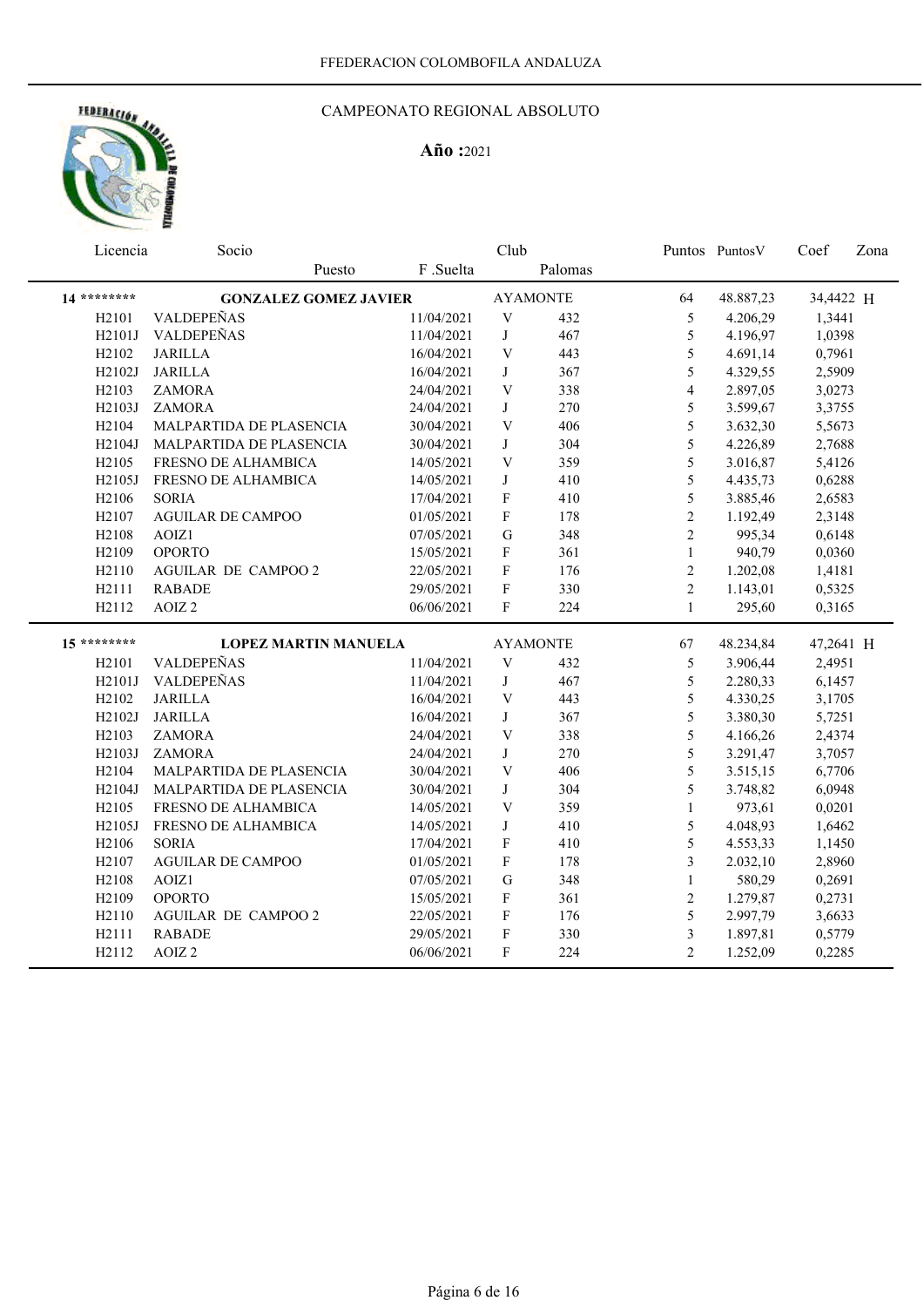FFEDERACION COLOMBOFILA ANDALUZA

CAMPEONATO REGIONAL ABSOLUTO

**Año :**2021

| Licencia | Socio / Puesto | F .Suelta | Club | Palomas | Puntos | PuntosV | Coef | Zona |
|---|---|---|---|---|---|---|---|---|
| **14** ******** | **GONZALEZ GOMEZ JAVIER** | | AYAMONTE | | 64 | 48.887,23 | 34,4422 | H |
| H2101 | VALDEPEÑAS | 11/04/2021 | V | 432 | 5 | 4.206,29 | 1,3441 | |
| H2101J | VALDEPEÑAS | 11/04/2021 | J | 467 | 5 | 4.196,97 | 1,0398 | |
| H2102 | JARILLA | 16/04/2021 | V | 443 | 5 | 4.691,14 | 0,7961 | |
| H2102J | JARILLA | 16/04/2021 | J | 367 | 5 | 4.329,55 | 2,5909 | |
| H2103 | ZAMORA | 24/04/2021 | V | 338 | 4 | 2.897,05 | 3,0273 | |
| H2103J | ZAMORA | 24/04/2021 | J | 270 | 5 | 3.599,67 | 3,3755 | |
| H2104 | MALPARTIDA DE PLASENCIA | 30/04/2021 | V | 406 | 5 | 3.632,30 | 5,5673 | |
| H2104J | MALPARTIDA DE PLASENCIA | 30/04/2021 | J | 304 | 5 | 4.226,89 | 2,7688 | |
| H2105 | FRESNO DE ALHAMBICA | 14/05/2021 | V | 359 | 5 | 3.016,87 | 5,4126 | |
| H2105J | FRESNO DE ALHAMBICA | 14/05/2021 | J | 410 | 5 | 4.435,73 | 0,6288 | |
| H2106 | SORIA | 17/04/2021 | F | 410 | 5 | 3.885,46 | 2,6583 | |
| H2107 | AGUILAR DE CAMPOO | 01/05/2021 | F | 178 | 2 | 1.192,49 | 2,3148 | |
| H2108 | AOIZ1 | 07/05/2021 | G | 348 | 2 | 995,34 | 0,6148 | |
| H2109 | OPORTO | 15/05/2021 | F | 361 | 1 | 940,79 | 0,0360 | |
| H2110 | AGUILAR DE CAMPOO 2 | 22/05/2021 | F | 176 | 2 | 1.202,08 | 1,4181 | |
| H2111 | RABADE | 29/05/2021 | F | 330 | 2 | 1.143,01 | 0,5325 | |
| H2112 | AOIZ 2 | 06/06/2021 | F | 224 | 1 | 295,60 | 0,3165 | |
| **15** ******** | **LOPEZ MARTIN MANUELA** | | AYAMONTE | | 67 | 48.234,84 | 47,2641 | H |
| H2101 | VALDEPEÑAS | 11/04/2021 | V | 432 | 5 | 3.906,44 | 2,4951 | |
| H2101J | VALDEPEÑAS | 11/04/2021 | J | 467 | 5 | 2.280,33 | 6,1457 | |
| H2102 | JARILLA | 16/04/2021 | V | 443 | 5 | 4.330,25 | 3,1705 | |
| H2102J | JARILLA | 16/04/2021 | J | 367 | 5 | 3.380,30 | 5,7251 | |
| H2103 | ZAMORA | 24/04/2021 | V | 338 | 5 | 4.166,26 | 2,4374 | |
| H2103J | ZAMORA | 24/04/2021 | J | 270 | 5 | 3.291,47 | 3,7057 | |
| H2104 | MALPARTIDA DE PLASENCIA | 30/04/2021 | V | 406 | 5 | 3.515,15 | 6,7706 | |
| H2104J | MALPARTIDA DE PLASENCIA | 30/04/2021 | J | 304 | 5 | 3.748,82 | 6,0948 | |
| H2105 | FRESNO DE ALHAMBICA | 14/05/2021 | V | 359 | 1 | 973,61 | 0,0201 | |
| H2105J | FRESNO DE ALHAMBICA | 14/05/2021 | J | 410 | 5 | 4.048,93 | 1,6462 | |
| H2106 | SORIA | 17/04/2021 | F | 410 | 5 | 4.553,33 | 1,1450 | |
| H2107 | AGUILAR DE CAMPOO | 01/05/2021 | F | 178 | 3 | 2.032,10 | 2,8960 | |
| H2108 | AOIZ1 | 07/05/2021 | G | 348 | 1 | 580,29 | 0,2691 | |
| H2109 | OPORTO | 15/05/2021 | F | 361 | 2 | 1.279,87 | 0,2731 | |
| H2110 | AGUILAR DE CAMPOO 2 | 22/05/2021 | F | 176 | 5 | 2.997,79 | 3,6633 | |
| H2111 | RABADE | 29/05/2021 | F | 330 | 3 | 1.897,81 | 0,5779 | |
| H2112 | AOIZ 2 | 06/06/2021 | F | 224 | 2 | 1.252,09 | 0,2285 | |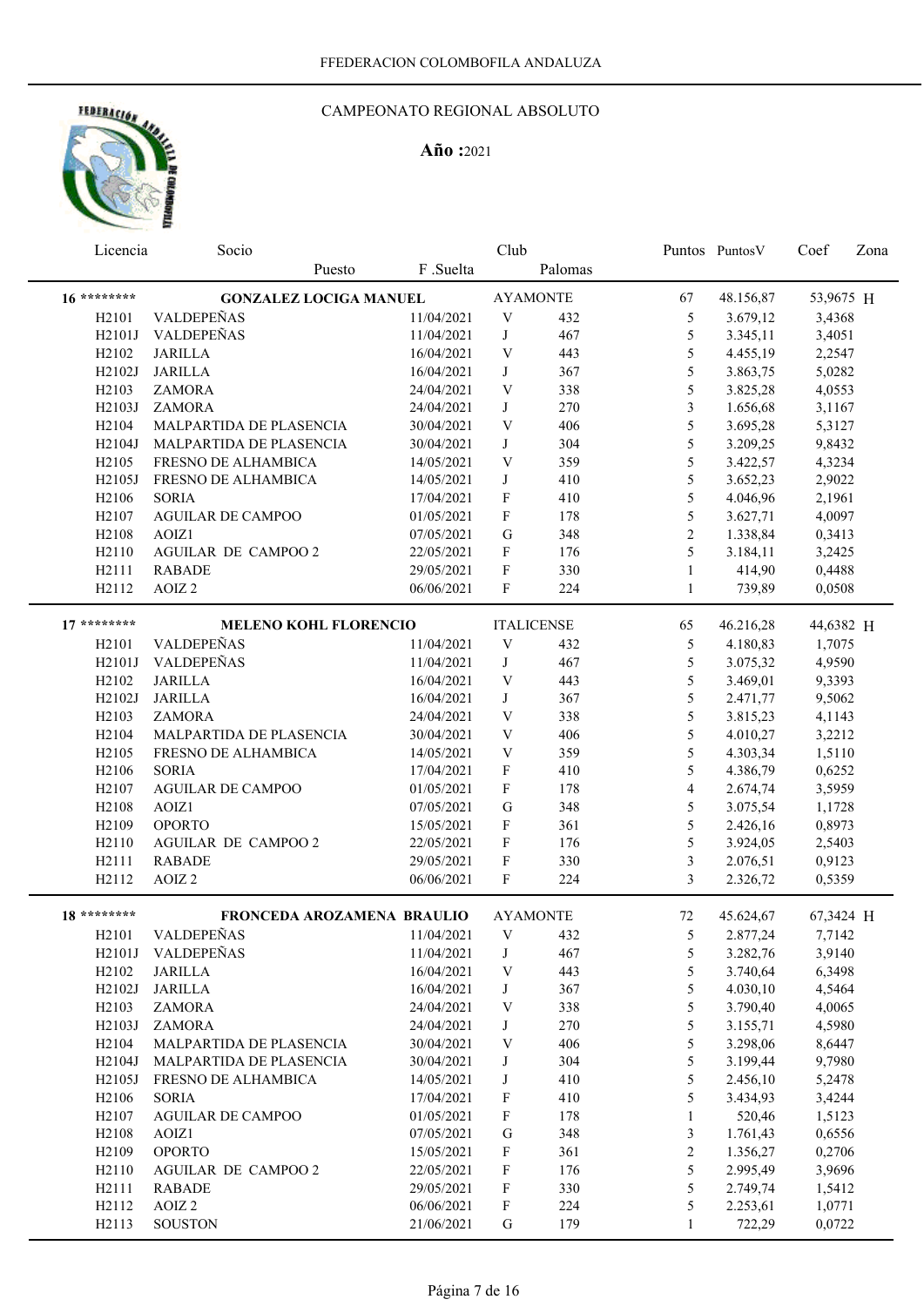FFEDERACION COLOMBOFILA ANDALUZA

CAMPEONATO REGIONAL ABSOLUTO

**Año :**2021

| Licencia | Socio / Puesto | F .Suelta | Club | Palomas | Puntos | PuntosV | Coef | Zona |
|---|---|---|---|---|---|---|---|---|
| **16 \*\*\*\*\*\*\*\*** | **GONZALEZ LOCIGA MANUEL** | | AYAMONTE | | 67 | 48.156,87 | 53,9675 | H |
| H2101 | VALDEPEÑAS | 11/04/2021 | V | 432 | 5 | 3.679,12 | 3,4368 | |
| H2101J | VALDEPEÑAS | 11/04/2021 | J | 467 | 5 | 3.345,11 | 3,4051 | |
| H2102 | JARILLA | 16/04/2021 | V | 443 | 5 | 4.455,19 | 2,2547 | |
| H2102J | JARILLA | 16/04/2021 | J | 367 | 5 | 3.863,75 | 5,0282 | |
| H2103 | ZAMORA | 24/04/2021 | V | 338 | 5 | 3.825,28 | 4,0553 | |
| H2103J | ZAMORA | 24/04/2021 | J | 270 | 3 | 1.656,68 | 3,1167 | |
| H2104 | MALPARTIDA DE PLASENCIA | 30/04/2021 | V | 406 | 5 | 3.695,28 | 5,3127 | |
| H2104J | MALPARTIDA DE PLASENCIA | 30/04/2021 | J | 304 | 5 | 3.209,25 | 9,8432 | |
| H2105 | FRESNO DE ALHAMBICA | 14/05/2021 | V | 359 | 5 | 3.422,57 | 4,3234 | |
| H2105J | FRESNO DE ALHAMBICA | 14/05/2021 | J | 410 | 5 | 3.652,23 | 2,9022 | |
| H2106 | SORIA | 17/04/2021 | F | 410 | 5 | 4.046,96 | 2,1961 | |
| H2107 | AGUILAR DE CAMPOO | 01/05/2021 | F | 178 | 5 | 3.627,71 | 4,0097 | |
| H2108 | AOIZ1 | 07/05/2021 | G | 348 | 2 | 1.338,84 | 0,3413 | |
| H2110 | AGUILAR DE CAMPOO 2 | 22/05/2021 | F | 176 | 5 | 3.184,11 | 3,2425 | |
| H2111 | RABADE | 29/05/2021 | F | 330 | 1 | 414,90 | 0,4488 | |
| H2112 | AOIZ 2 | 06/06/2021 | F | 224 | 1 | 739,89 | 0,0508 | |
| **17 \*\*\*\*\*\*\*\*** | **MELENO KOHL FLORENCIO** | | ITALICENSE | | 65 | 46.216,28 | 44,6382 | H |
| H2101 | VALDEPEÑAS | 11/04/2021 | V | 432 | 5 | 4.180,83 | 1,7075 | |
| H2101J | VALDEPEÑAS | 11/04/2021 | J | 467 | 5 | 3.075,32 | 4,9590 | |
| H2102 | JARILLA | 16/04/2021 | V | 443 | 5 | 3.469,01 | 9,3393 | |
| H2102J | JARILLA | 16/04/2021 | J | 367 | 5 | 2.471,77 | 9,5062 | |
| H2103 | ZAMORA | 24/04/2021 | V | 338 | 5 | 3.815,23 | 4,1143 | |
| H2104 | MALPARTIDA DE PLASENCIA | 30/04/2021 | V | 406 | 5 | 4.010,27 | 3,2212 | |
| H2105 | FRESNO DE ALHAMBICA | 14/05/2021 | V | 359 | 5 | 4.303,34 | 1,5110 | |
| H2106 | SORIA | 17/04/2021 | F | 410 | 5 | 4.386,79 | 0,6252 | |
| H2107 | AGUILAR DE CAMPOO | 01/05/2021 | F | 178 | 4 | 2.674,74 | 3,5959 | |
| H2108 | AOIZ1 | 07/05/2021 | G | 348 | 5 | 3.075,54 | 1,1728 | |
| H2109 | OPORTO | 15/05/2021 | F | 361 | 5 | 2.426,16 | 0,8973 | |
| H2110 | AGUILAR DE CAMPOO 2 | 22/05/2021 | F | 176 | 5 | 3.924,05 | 2,5403 | |
| H2111 | RABADE | 29/05/2021 | F | 330 | 3 | 2.076,51 | 0,9123 | |
| H2112 | AOIZ 2 | 06/06/2021 | F | 224 | 3 | 2.326,72 | 0,5359 | |
| **18 \*\*\*\*\*\*\*\*** | **FRONCEDA AROZAMENA BRAULIO** | | AYAMONTE | | 72 | 45.624,67 | 67,3424 | H |
| H2101 | VALDEPEÑAS | 11/04/2021 | V | 432 | 5 | 2.877,24 | 7,7142 | |
| H2101J | VALDEPEÑAS | 11/04/2021 | J | 467 | 5 | 3.282,76 | 3,9140 | |
| H2102 | JARILLA | 16/04/2021 | V | 443 | 5 | 3.740,64 | 6,3498 | |
| H2102J | JARILLA | 16/04/2021 | J | 367 | 5 | 4.030,10 | 4,5464 | |
| H2103 | ZAMORA | 24/04/2021 | V | 338 | 5 | 3.790,40 | 4,0065 | |
| H2103J | ZAMORA | 24/04/2021 | J | 270 | 5 | 3.155,71 | 4,5980 | |
| H2104 | MALPARTIDA DE PLASENCIA | 30/04/2021 | V | 406 | 5 | 3.298,06 | 8,6447 | |
| H2104J | MALPARTIDA DE PLASENCIA | 30/04/2021 | J | 304 | 5 | 3.199,44 | 9,7980 | |
| H2105J | FRESNO DE ALHAMBICA | 14/05/2021 | J | 410 | 5 | 2.456,10 | 5,2478 | |
| H2106 | SORIA | 17/04/2021 | F | 410 | 5 | 3.434,93 | 3,4244 | |
| H2107 | AGUILAR DE CAMPOO | 01/05/2021 | F | 178 | 1 | 520,46 | 1,5123 | |
| H2108 | AOIZ1 | 07/05/2021 | G | 348 | 3 | 1.761,43 | 0,6556 | |
| H2109 | OPORTO | 15/05/2021 | F | 361 | 2 | 1.356,27 | 0,2706 | |
| H2110 | AGUILAR DE CAMPOO 2 | 22/05/2021 | F | 176 | 5 | 2.995,49 | 3,9696 | |
| H2111 | RABADE | 29/05/2021 | F | 330 | 5 | 2.749,74 | 1,5412 | |
| H2112 | AOIZ 2 | 06/06/2021 | F | 224 | 5 | 2.253,61 | 1,0771 | |
| H2113 | SOUSTON | 21/06/2021 | G | 179 | 1 | 722,29 | 0,0722 | |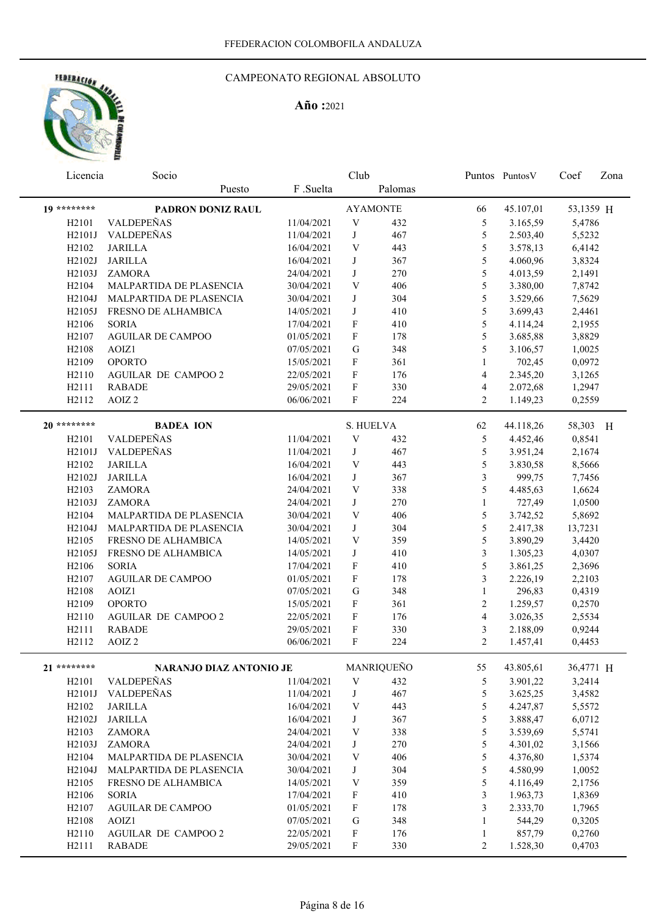FFEDERACION COLOMBOFILA ANDALUZA

# CAMPEONATO REGIONAL ABSOLUTO

**Año :**2021

| Licencia | Socio / Puesto | F .Suelta | Club | Palomas | Puntos | PuntosV | Coef | Zona |
|---|---|---|---|---|---|---|---|---|
| **19** ******** | **PADRON DONIZ RAUL** | | AYAMONTE | | 66 | 45.107,01 | 53,1359 | H |
| H2101 | VALDEPEÑAS | 11/04/2021 | V | 432 | 5 | 3.165,59 | 5,4786 | |
| H2101J | VALDEPEÑAS | 11/04/2021 | J | 467 | 5 | 2.503,40 | 5,5232 | |
| H2102 | JARILLA | 16/04/2021 | V | 443 | 5 | 3.578,13 | 6,4142 | |
| H2102J | JARILLA | 16/04/2021 | J | 367 | 5 | 4.060,96 | 3,8324 | |
| H2103J | ZAMORA | 24/04/2021 | J | 270 | 5 | 4.013,59 | 2,1491 | |
| H2104 | MALPARTIDA DE PLASENCIA | 30/04/2021 | V | 406 | 5 | 3.380,00 | 7,8742 | |
| H2104J | MALPARTIDA DE PLASENCIA | 30/04/2021 | J | 304 | 5 | 3.529,66 | 7,5629 | |
| H2105J | FRESNO DE ALHAMBICA | 14/05/2021 | J | 410 | 5 | 3.699,43 | 2,4461 | |
| H2106 | SORIA | 17/04/2021 | F | 410 | 5 | 4.114,24 | 2,1955 | |
| H2107 | AGUILAR DE CAMPOO | 01/05/2021 | F | 178 | 5 | 3.685,88 | 3,8829 | |
| H2108 | AOIZ1 | 07/05/2021 | G | 348 | 5 | 3.106,57 | 1,0025 | |
| H2109 | OPORTO | 15/05/2021 | F | 361 | 1 | 702,45 | 0,0972 | |
| H2110 | AGUILAR DE CAMPOO 2 | 22/05/2021 | F | 176 | 4 | 2.345,20 | 3,1265 | |
| H2111 | RABADE | 29/05/2021 | F | 330 | 4 | 2.072,68 | 1,2947 | |
| H2112 | AOIZ 2 | 06/06/2021 | F | 224 | 2 | 1.149,23 | 0,2559 | |
| **20** ******** | **BADEA ION** | | S. HUELVA | | 62 | 44.118,26 | 58,303 | H |
| H2101 | VALDEPEÑAS | 11/04/2021 | V | 432 | 5 | 4.452,46 | 0,8541 | |
| H2101J | VALDEPEÑAS | 11/04/2021 | J | 467 | 5 | 3.951,24 | 2,1674 | |
| H2102 | JARILLA | 16/04/2021 | V | 443 | 5 | 3.830,58 | 8,5666 | |
| H2102J | JARILLA | 16/04/2021 | J | 367 | 3 | 999,75 | 7,7456 | |
| H2103 | ZAMORA | 24/04/2021 | V | 338 | 5 | 4.485,63 | 1,6624 | |
| H2103J | ZAMORA | 24/04/2021 | J | 270 | 1 | 727,49 | 1,0500 | |
| H2104 | MALPARTIDA DE PLASENCIA | 30/04/2021 | V | 406 | 5 | 3.742,52 | 5,8692 | |
| H2104J | MALPARTIDA DE PLASENCIA | 30/04/2021 | J | 304 | 5 | 2.417,38 | 13,7231 | |
| H2105 | FRESNO DE ALHAMBICA | 14/05/2021 | V | 359 | 5 | 3.890,29 | 3,4420 | |
| H2105J | FRESNO DE ALHAMBICA | 14/05/2021 | J | 410 | 3 | 1.305,23 | 4,0307 | |
| H2106 | SORIA | 17/04/2021 | F | 410 | 5 | 3.861,25 | 2,3696 | |
| H2107 | AGUILAR DE CAMPOO | 01/05/2021 | F | 178 | 3 | 2.226,19 | 2,2103 | |
| H2108 | AOIZ1 | 07/05/2021 | G | 348 | 1 | 296,83 | 0,4319 | |
| H2109 | OPORTO | 15/05/2021 | F | 361 | 2 | 1.259,57 | 0,2570 | |
| H2110 | AGUILAR DE CAMPOO 2 | 22/05/2021 | F | 176 | 4 | 3.026,35 | 2,5534 | |
| H2111 | RABADE | 29/05/2021 | F | 330 | 3 | 2.188,09 | 0,9244 | |
| H2112 | AOIZ 2 | 06/06/2021 | F | 224 | 2 | 1.457,41 | 0,4453 | |
| **21** ******** | **NARANJO DIAZ ANTONIO JE** | | MANRIQUEÑO | | 55 | 43.805,61 | 36,4771 | H |
| H2101 | VALDEPEÑAS | 11/04/2021 | V | 432 | 5 | 3.901,22 | 3,2414 | |
| H2101J | VALDEPEÑAS | 11/04/2021 | J | 467 | 5 | 3.625,25 | 3,4582 | |
| H2102 | JARILLA | 16/04/2021 | V | 443 | 5 | 4.247,87 | 5,5572 | |
| H2102J | JARILLA | 16/04/2021 | J | 367 | 5 | 3.888,47 | 6,0712 | |
| H2103 | ZAMORA | 24/04/2021 | V | 338 | 5 | 3.539,69 | 5,5741 | |
| H2103J | ZAMORA | 24/04/2021 | J | 270 | 5 | 4.301,02 | 3,1566 | |
| H2104 | MALPARTIDA DE PLASENCIA | 30/04/2021 | V | 406 | 5 | 4.376,80 | 1,5374 | |
| H2104J | MALPARTIDA DE PLASENCIA | 30/04/2021 | J | 304 | 5 | 4.580,99 | 1,0052 | |
| H2105 | FRESNO DE ALHAMBICA | 14/05/2021 | V | 359 | 5 | 4.116,49 | 2,1756 | |
| H2106 | SORIA | 17/04/2021 | F | 410 | 3 | 1.963,73 | 1,8369 | |
| H2107 | AGUILAR DE CAMPOO | 01/05/2021 | F | 178 | 3 | 2.333,70 | 1,7965 | |
| H2108 | AOIZ1 | 07/05/2021 | G | 348 | 1 | 544,29 | 0,3205 | |
| H2110 | AGUILAR DE CAMPOO 2 | 22/05/2021 | F | 176 | 1 | 857,79 | 0,2760 | |
| H2111 | RABADE | 29/05/2021 | F | 330 | 2 | 1.528,30 | 0,4703 | |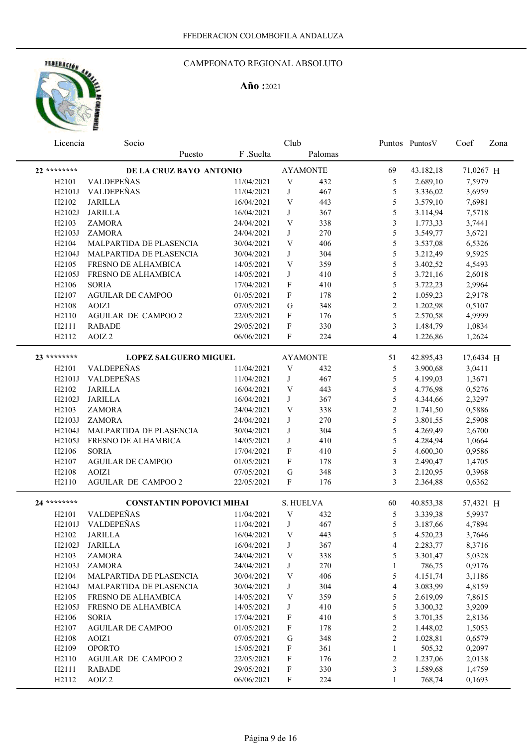FFEDERACION COLOMBOFILA ANDALUZA

# CAMPEONATO REGIONAL ABSOLUTO

**Año :**2021

| Licencia | Socio / Puesto | F .Suelta | Club | Palomas | Puntos | PuntosV | Coef | Zona |
|---|---|---|---|---|---|---|---|---|
| **22** ******** | **DE LA CRUZ BAYO ANTONIO** | | AYAMONTE | | 69 | 43.182,18 | 71,0267 | H |
| H2101 | VALDEPEÑAS | 11/04/2021 | V | 432 | 5 | 2.689,10 | 7,5979 | |
| H2101J | VALDEPEÑAS | 11/04/2021 | J | 467 | 5 | 3.336,02 | 3,6959 | |
| H2102 | JARILLA | 16/04/2021 | V | 443 | 5 | 3.579,10 | 7,6981 | |
| H2102J | JARILLA | 16/04/2021 | J | 367 | 5 | 3.114,94 | 7,5718 | |
| H2103 | ZAMORA | 24/04/2021 | V | 338 | 3 | 1.773,33 | 3,7441 | |
| H2103J | ZAMORA | 24/04/2021 | J | 270 | 5 | 3.549,77 | 3,6721 | |
| H2104 | MALPARTIDA DE PLASENCIA | 30/04/2021 | V | 406 | 5 | 3.537,08 | 6,5326 | |
| H2104J | MALPARTIDA DE PLASENCIA | 30/04/2021 | J | 304 | 5 | 3.212,49 | 9,5925 | |
| H2105 | FRESNO DE ALHAMBICA | 14/05/2021 | V | 359 | 5 | 3.402,52 | 4,5493 | |
| H2105J | FRESNO DE ALHAMBICA | 14/05/2021 | J | 410 | 5 | 3.721,16 | 2,6018 | |
| H2106 | SORIA | 17/04/2021 | F | 410 | 5 | 3.722,23 | 2,9964 | |
| H2107 | AGUILAR DE CAMPOO | 01/05/2021 | F | 178 | 2 | 1.059,23 | 2,9178 | |
| H2108 | AOIZ1 | 07/05/2021 | G | 348 | 2 | 1.202,98 | 0,5107 | |
| H2110 | AGUILAR DE CAMPOO 2 | 22/05/2021 | F | 176 | 5 | 2.570,58 | 4,9999 | |
| H2111 | RABADE | 29/05/2021 | F | 330 | 3 | 1.484,79 | 1,0834 | |
| H2112 | AOIZ 2 | 06/06/2021 | F | 224 | 4 | 1.226,86 | 1,2624 | |
| **23** ******** | **LOPEZ SALGUERO MIGUEL** | | AYAMONTE | | 51 | 42.895,43 | 17,6434 | H |
| H2101 | VALDEPEÑAS | 11/04/2021 | V | 432 | 5 | 3.900,68 | 3,0411 | |
| H2101J | VALDEPEÑAS | 11/04/2021 | J | 467 | 5 | 4.199,03 | 1,3671 | |
| H2102 | JARILLA | 16/04/2021 | V | 443 | 5 | 4.776,98 | 0,5276 | |
| H2102J | JARILLA | 16/04/2021 | J | 367 | 5 | 4.344,66 | 2,3297 | |
| H2103 | ZAMORA | 24/04/2021 | V | 338 | 2 | 1.741,50 | 0,5886 | |
| H2103J | ZAMORA | 24/04/2021 | J | 270 | 5 | 3.801,55 | 2,5908 | |
| H2104J | MALPARTIDA DE PLASENCIA | 30/04/2021 | J | 304 | 5 | 4.269,49 | 2,6700 | |
| H2105J | FRESNO DE ALHAMBICA | 14/05/2021 | J | 410 | 5 | 4.284,94 | 1,0664 | |
| H2106 | SORIA | 17/04/2021 | F | 410 | 5 | 4.600,30 | 0,9586 | |
| H2107 | AGUILAR DE CAMPOO | 01/05/2021 | F | 178 | 3 | 2.490,47 | 1,4705 | |
| H2108 | AOIZ1 | 07/05/2021 | G | 348 | 3 | 2.120,95 | 0,3968 | |
| H2110 | AGUILAR DE CAMPOO 2 | 22/05/2021 | F | 176 | 3 | 2.364,88 | 0,6362 | |
| **24** ******** | **CONSTANTIN POPOVICI MIHAI** | | S. HUELVA | | 60 | 40.853,38 | 57,4321 | H |
| H2101 | VALDEPEÑAS | 11/04/2021 | V | 432 | 5 | 3.339,38 | 5,9937 | |
| H2101J | VALDEPEÑAS | 11/04/2021 | J | 467 | 5 | 3.187,66 | 4,7894 | |
| H2102 | JARILLA | 16/04/2021 | V | 443 | 5 | 4.520,23 | 3,7646 | |
| H2102J | JARILLA | 16/04/2021 | J | 367 | 4 | 2.283,77 | 8,3716 | |
| H2103 | ZAMORA | 24/04/2021 | V | 338 | 5 | 3.301,47 | 5,0328 | |
| H2103J | ZAMORA | 24/04/2021 | J | 270 | 1 | 786,75 | 0,9176 | |
| H2104 | MALPARTIDA DE PLASENCIA | 30/04/2021 | V | 406 | 5 | 4.151,74 | 3,1186 | |
| H2104J | MALPARTIDA DE PLASENCIA | 30/04/2021 | J | 304 | 4 | 3.083,99 | 4,8159 | |
| H2105 | FRESNO DE ALHAMBICA | 14/05/2021 | V | 359 | 5 | 2.619,09 | 7,8615 | |
| H2105J | FRESNO DE ALHAMBICA | 14/05/2021 | J | 410 | 5 | 3.300,32 | 3,9209 | |
| H2106 | SORIA | 17/04/2021 | F | 410 | 5 | 3.701,35 | 2,8136 | |
| H2107 | AGUILAR DE CAMPOO | 01/05/2021 | F | 178 | 2 | 1.448,02 | 1,5053 | |
| H2108 | AOIZ1 | 07/05/2021 | G | 348 | 2 | 1.028,81 | 0,6579 | |
| H2109 | OPORTO | 15/05/2021 | F | 361 | 1 | 505,32 | 0,2097 | |
| H2110 | AGUILAR DE CAMPOO 2 | 22/05/2021 | F | 176 | 2 | 1.237,06 | 2,0138 | |
| H2111 | RABADE | 29/05/2021 | F | 330 | 3 | 1.589,68 | 1,4759 | |
| H2112 | AOIZ 2 | 06/06/2021 | F | 224 | 1 | 768,74 | 0,1693 | |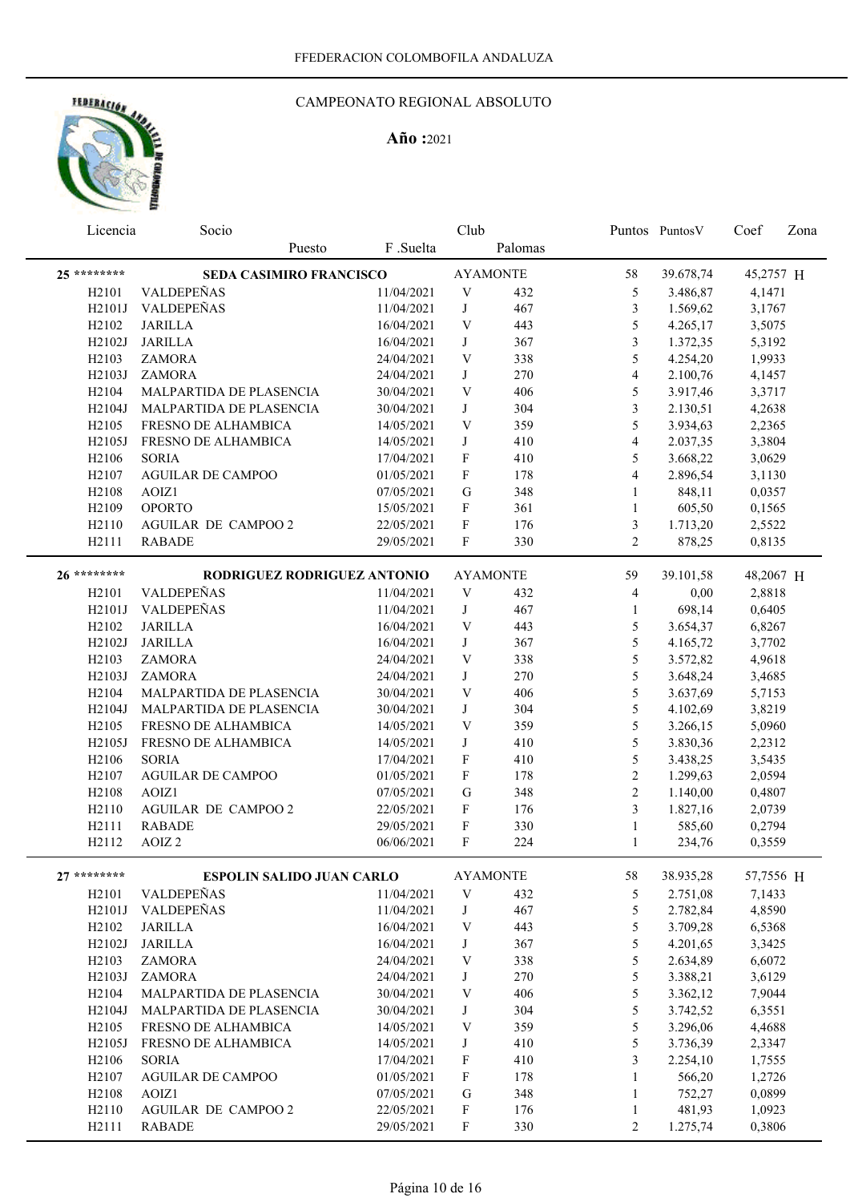FFEDERACION COLOMBOFILA ANDALUZA

# CAMPEONATO REGIONAL ABSOLUTO

**Año :**2021

| Licencia | Socio / Puesto | F .Suelta | Club | Palomas | Puntos | PuntosV | Coef | Zona |
|---|---|---|---|---|---|---|---|---|
| **25 \*\*\*\*\*\*\*\*** | **SEDA CASIMIRO FRANCISCO** | | AYAMONTE | | 58 | 39.678,74 | 45,2757 | H |
| H2101 | VALDEPEÑAS | 11/04/2021 | V | 432 | 5 | 3.486,87 | 4,1471 | |
| H2101J | VALDEPEÑAS | 11/04/2021 | J | 467 | 3 | 1.569,62 | 3,1767 | |
| H2102 | JARILLA | 16/04/2021 | V | 443 | 5 | 4.265,17 | 3,5075 | |
| H2102J | JARILLA | 16/04/2021 | J | 367 | 3 | 1.372,35 | 5,3192 | |
| H2103 | ZAMORA | 24/04/2021 | V | 338 | 5 | 4.254,20 | 1,9933 | |
| H2103J | ZAMORA | 24/04/2021 | J | 270 | 4 | 2.100,76 | 4,1457 | |
| H2104 | MALPARTIDA DE PLASENCIA | 30/04/2021 | V | 406 | 5 | 3.917,46 | 3,3717 | |
| H2104J | MALPARTIDA DE PLASENCIA | 30/04/2021 | J | 304 | 3 | 2.130,51 | 4,2638 | |
| H2105 | FRESNO DE ALHAMBICA | 14/05/2021 | V | 359 | 5 | 3.934,63 | 2,2365 | |
| H2105J | FRESNO DE ALHAMBICA | 14/05/2021 | J | 410 | 4 | 2.037,35 | 3,3804 | |
| H2106 | SORIA | 17/04/2021 | F | 410 | 5 | 3.668,22 | 3,0629 | |
| H2107 | AGUILAR DE CAMPOO | 01/05/2021 | F | 178 | 4 | 2.896,54 | 3,1130 | |
| H2108 | AOIZ1 | 07/05/2021 | G | 348 | 1 | 848,11 | 0,0357 | |
| H2109 | OPORTO | 15/05/2021 | F | 361 | 1 | 605,50 | 0,1565 | |
| H2110 | AGUILAR DE CAMPOO 2 | 22/05/2021 | F | 176 | 3 | 1.713,20 | 2,5522 | |
| H2111 | RABADE | 29/05/2021 | F | 330 | 2 | 878,25 | 0,8135 | |
| **26 \*\*\*\*\*\*\*\*** | **RODRIGUEZ RODRIGUEZ ANTONIO** | | AYAMONTE | | 59 | 39.101,58 | 48,2067 | H |
| H2101 | VALDEPEÑAS | 11/04/2021 | V | 432 | 4 | 0,00 | 2,8818 | |
| H2101J | VALDEPEÑAS | 11/04/2021 | J | 467 | 1 | 698,14 | 0,6405 | |
| H2102 | JARILLA | 16/04/2021 | V | 443 | 5 | 3.654,37 | 6,8267 | |
| H2102J | JARILLA | 16/04/2021 | J | 367 | 5 | 4.165,72 | 3,7702 | |
| H2103 | ZAMORA | 24/04/2021 | V | 338 | 5 | 3.572,82 | 4,9618 | |
| H2103J | ZAMORA | 24/04/2021 | J | 270 | 5 | 3.648,24 | 3,4685 | |
| H2104 | MALPARTIDA DE PLASENCIA | 30/04/2021 | V | 406 | 5 | 3.637,69 | 5,7153 | |
| H2104J | MALPARTIDA DE PLASENCIA | 30/04/2021 | J | 304 | 5 | 4.102,69 | 3,8219 | |
| H2105 | FRESNO DE ALHAMBICA | 14/05/2021 | V | 359 | 5 | 3.266,15 | 5,0960 | |
| H2105J | FRESNO DE ALHAMBICA | 14/05/2021 | J | 410 | 5 | 3.830,36 | 2,2312 | |
| H2106 | SORIA | 17/04/2021 | F | 410 | 5 | 3.438,25 | 3,5435 | |
| H2107 | AGUILAR DE CAMPOO | 01/05/2021 | F | 178 | 2 | 1.299,63 | 2,0594 | |
| H2108 | AOIZ1 | 07/05/2021 | G | 348 | 2 | 1.140,00 | 0,4807 | |
| H2110 | AGUILAR DE CAMPOO 2 | 22/05/2021 | F | 176 | 3 | 1.827,16 | 2,0739 | |
| H2111 | RABADE | 29/05/2021 | F | 330 | 1 | 585,60 | 0,2794 | |
| H2112 | AOIZ 2 | 06/06/2021 | F | 224 | 1 | 234,76 | 0,3559 | |
| **27 \*\*\*\*\*\*\*\*** | **ESPOLIN SALIDO JUAN CARLO** | | AYAMONTE | | 58 | 38.935,28 | 57,7556 | H |
| H2101 | VALDEPEÑAS | 11/04/2021 | V | 432 | 5 | 2.751,08 | 7,1433 | |
| H2101J | VALDEPEÑAS | 11/04/2021 | J | 467 | 5 | 2.782,84 | 4,8590 | |
| H2102 | JARILLA | 16/04/2021 | V | 443 | 5 | 3.709,28 | 6,5368 | |
| H2102J | JARILLA | 16/04/2021 | J | 367 | 5 | 4.201,65 | 3,3425 | |
| H2103 | ZAMORA | 24/04/2021 | V | 338 | 5 | 2.634,89 | 6,6072 | |
| H2103J | ZAMORA | 24/04/2021 | J | 270 | 5 | 3.388,21 | 3,6129 | |
| H2104 | MALPARTIDA DE PLASENCIA | 30/04/2021 | V | 406 | 5 | 3.362,12 | 7,9044 | |
| H2104J | MALPARTIDA DE PLASENCIA | 30/04/2021 | J | 304 | 5 | 3.742,52 | 6,3551 | |
| H2105 | FRESNO DE ALHAMBICA | 14/05/2021 | V | 359 | 5 | 3.296,06 | 4,4688 | |
| H2105J | FRESNO DE ALHAMBICA | 14/05/2021 | J | 410 | 5 | 3.736,39 | 2,3347 | |
| H2106 | SORIA | 17/04/2021 | F | 410 | 3 | 2.254,10 | 1,7555 | |
| H2107 | AGUILAR DE CAMPOO | 01/05/2021 | F | 178 | 1 | 566,20 | 1,2726 | |
| H2108 | AOIZ1 | 07/05/2021 | G | 348 | 1 | 752,27 | 0,0899 | |
| H2110 | AGUILAR DE CAMPOO 2 | 22/05/2021 | F | 176 | 1 | 481,93 | 1,0923 | |
| H2111 | RABADE | 29/05/2021 | F | 330 | 2 | 1.275,74 | 0,3806 | |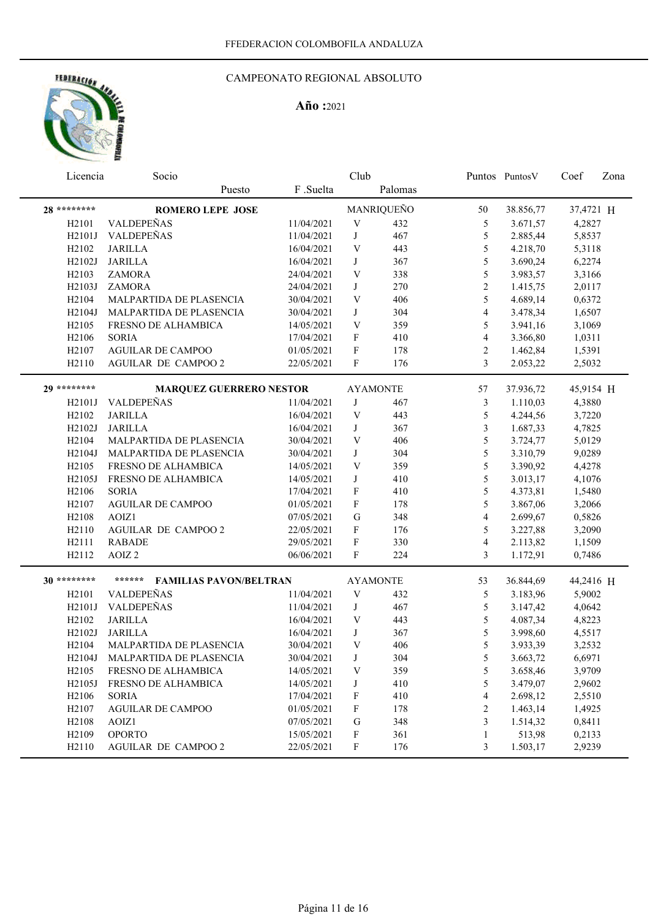FFEDERACION COLOMBOFILA ANDALUZA

CAMPEONATO REGIONAL ABSOLUTO

**Año :**2021

| Licencia | Socio / Puesto | F .Suelta | Club | Palomas | Puntos | PuntosV | Coef | Zona |
|---|---|---|---|---|---|---|---|---|
| 28 ******** | **ROMERO LEPE JOSE** | | MANRIQUEÑO | | 50 | 38.856,77 | 37,4721 | H |
| H2101 | VALDEPEÑAS | 11/04/2021 | V | 432 | 5 | 3.671,57 | 4,2827 | |
| H2101J | VALDEPEÑAS | 11/04/2021 | J | 467 | 5 | 2.885,44 | 5,8537 | |
| H2102 | JARILLA | 16/04/2021 | V | 443 | 5 | 4.218,70 | 5,3118 | |
| H2102J | JARILLA | 16/04/2021 | J | 367 | 5 | 3.690,24 | 6,2274 | |
| H2103 | ZAMORA | 24/04/2021 | V | 338 | 5 | 3.983,57 | 3,3166 | |
| H2103J | ZAMORA | 24/04/2021 | J | 270 | 2 | 1.415,75 | 2,0117 | |
| H2104 | MALPARTIDA DE PLASENCIA | 30/04/2021 | V | 406 | 5 | 4.689,14 | 0,6372 | |
| H2104J | MALPARTIDA DE PLASENCIA | 30/04/2021 | J | 304 | 4 | 3.478,34 | 1,6507 | |
| H2105 | FRESNO DE ALHAMBICA | 14/05/2021 | V | 359 | 5 | 3.941,16 | 3,1069 | |
| H2106 | SORIA | 17/04/2021 | F | 410 | 4 | 3.366,80 | 1,0311 | |
| H2107 | AGUILAR DE CAMPOO | 01/05/2021 | F | 178 | 2 | 1.462,84 | 1,5391 | |
| H2110 | AGUILAR DE CAMPOO 2 | 22/05/2021 | F | 176 | 3 | 2.053,22 | 2,5032 | |
| 29 ******** | **MARQUEZ GUERRERO NESTOR** | | AYAMONTE | | 57 | 37.936,72 | 45,9154 | H |
| H2101J | VALDEPEÑAS | 11/04/2021 | J | 467 | 3 | 1.110,03 | 4,3880 | |
| H2102 | JARILLA | 16/04/2021 | V | 443 | 5 | 4.244,56 | 3,7220 | |
| H2102J | JARILLA | 16/04/2021 | J | 367 | 3 | 1.687,33 | 4,7825 | |
| H2104 | MALPARTIDA DE PLASENCIA | 30/04/2021 | V | 406 | 5 | 3.724,77 | 5,0129 | |
| H2104J | MALPARTIDA DE PLASENCIA | 30/04/2021 | J | 304 | 5 | 3.310,79 | 9,0289 | |
| H2105 | FRESNO DE ALHAMBICA | 14/05/2021 | V | 359 | 5 | 3.390,92 | 4,4278 | |
| H2105J | FRESNO DE ALHAMBICA | 14/05/2021 | J | 410 | 5 | 3.013,17 | 4,1076 | |
| H2106 | SORIA | 17/04/2021 | F | 410 | 5 | 4.373,81 | 1,5480 | |
| H2107 | AGUILAR DE CAMPOO | 01/05/2021 | F | 178 | 5 | 3.867,06 | 3,2066 | |
| H2108 | AOIZ1 | 07/05/2021 | G | 348 | 4 | 2.699,67 | 0,5826 | |
| H2110 | AGUILAR DE CAMPOO 2 | 22/05/2021 | F | 176 | 5 | 3.227,88 | 3,2090 | |
| H2111 | RABADE | 29/05/2021 | F | 330 | 4 | 2.113,82 | 1,1509 | |
| H2112 | AOIZ 2 | 06/06/2021 | F | 224 | 3 | 1.172,91 | 0,7486 | |
| 30 ******** | ****** **FAMILIAS PAVON/BELTRAN** | | AYAMONTE | | 53 | 36.844,69 | 44,2416 | H |
| H2101 | VALDEPEÑAS | 11/04/2021 | V | 432 | 5 | 3.183,96 | 5,9002 | |
| H2101J | VALDEPEÑAS | 11/04/2021 | J | 467 | 5 | 3.147,42 | 4,0642 | |
| H2102 | JARILLA | 16/04/2021 | V | 443 | 5 | 4.087,34 | 4,8223 | |
| H2102J | JARILLA | 16/04/2021 | J | 367 | 5 | 3.998,60 | 4,5517 | |
| H2104 | MALPARTIDA DE PLASENCIA | 30/04/2021 | V | 406 | 5 | 3.933,39 | 3,2532 | |
| H2104J | MALPARTIDA DE PLASENCIA | 30/04/2021 | J | 304 | 5 | 3.663,72 | 6,6971 | |
| H2105 | FRESNO DE ALHAMBICA | 14/05/2021 | V | 359 | 5 | 3.658,46 | 3,9709 | |
| H2105J | FRESNO DE ALHAMBICA | 14/05/2021 | J | 410 | 5 | 3.479,07 | 2,9602 | |
| H2106 | SORIA | 17/04/2021 | F | 410 | 4 | 2.698,12 | 2,5510 | |
| H2107 | AGUILAR DE CAMPOO | 01/05/2021 | F | 178 | 2 | 1.463,14 | 1,4925 | |
| H2108 | AOIZ1 | 07/05/2021 | G | 348 | 3 | 1.514,32 | 0,8411 | |
| H2109 | OPORTO | 15/05/2021 | F | 361 | 1 | 513,98 | 0,2133 | |
| H2110 | AGUILAR DE CAMPOO 2 | 22/05/2021 | F | 176 | 3 | 1.503,17 | 2,9239 | |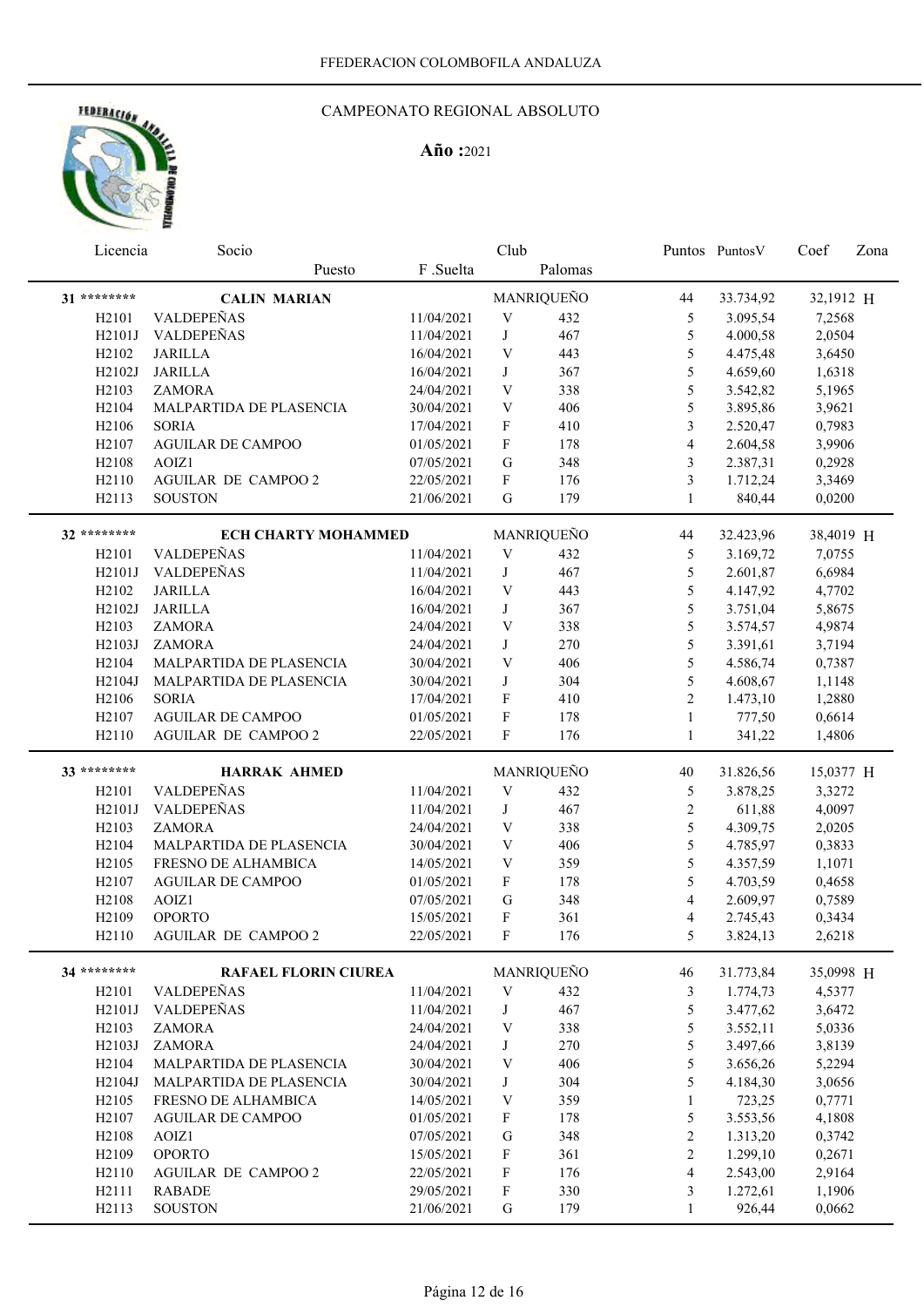# FFEDERACION COLOMBOFILA ANDALUZA

## CAMPEONATO REGIONAL ABSOLUTO

**Año :**2021

| Licencia | Socio / Puesto | F .Suelta | Club | Palomas | Puntos | PuntosV | Coef | Zona |
|---|---|---|---|---|---|---|---|---|
| **31** ******** | **CALIN MARIAN** | | MANRIQUEÑO | | 44 | 33.734,92 | 32,1912 | H |
| H2101 | VALDEPEÑAS | 11/04/2021 | V | 432 | 5 | 3.095,54 | 7,2568 | |
| H2101J | VALDEPEÑAS | 11/04/2021 | J | 467 | 5 | 4.000,58 | 2,0504 | |
| H2102 | JARILLA | 16/04/2021 | V | 443 | 5 | 4.475,48 | 3,6450 | |
| H2102J | JARILLA | 16/04/2021 | J | 367 | 5 | 4.659,60 | 1,6318 | |
| H2103 | ZAMORA | 24/04/2021 | V | 338 | 5 | 3.542,82 | 5,1965 | |
| H2104 | MALPARTIDA DE PLASENCIA | 30/04/2021 | V | 406 | 5 | 3.895,86 | 3,9621 | |
| H2106 | SORIA | 17/04/2021 | F | 410 | 3 | 2.520,47 | 0,7983 | |
| H2107 | AGUILAR DE CAMPOO | 01/05/2021 | F | 178 | 4 | 2.604,58 | 3,9906 | |
| H2108 | AOIZ1 | 07/05/2021 | G | 348 | 3 | 2.387,31 | 0,2928 | |
| H2110 | AGUILAR DE CAMPOO 2 | 22/05/2021 | F | 176 | 3 | 1.712,24 | 3,3469 | |
| H2113 | SOUSTON | 21/06/2021 | G | 179 | 1 | 840,44 | 0,0200 | |
| **32** ******** | **ECH CHARTY MOHAMMED** | | MANRIQUEÑO | | 44 | 32.423,96 | 38,4019 | H |
| H2101 | VALDEPEÑAS | 11/04/2021 | V | 432 | 5 | 3.169,72 | 7,0755 | |
| H2101J | VALDEPEÑAS | 11/04/2021 | J | 467 | 5 | 2.601,87 | 6,6984 | |
| H2102 | JARILLA | 16/04/2021 | V | 443 | 5 | 4.147,92 | 4,7702 | |
| H2102J | JARILLA | 16/04/2021 | J | 367 | 5 | 3.751,04 | 5,8675 | |
| H2103 | ZAMORA | 24/04/2021 | V | 338 | 5 | 3.574,57 | 4,9874 | |
| H2103J | ZAMORA | 24/04/2021 | J | 270 | 5 | 3.391,61 | 3,7194 | |
| H2104 | MALPARTIDA DE PLASENCIA | 30/04/2021 | V | 406 | 5 | 4.586,74 | 0,7387 | |
| H2104J | MALPARTIDA DE PLASENCIA | 30/04/2021 | J | 304 | 5 | 4.608,67 | 1,1148 | |
| H2106 | SORIA | 17/04/2021 | F | 410 | 2 | 1.473,10 | 1,2880 | |
| H2107 | AGUILAR DE CAMPOO | 01/05/2021 | F | 178 | 1 | 777,50 | 0,6614 | |
| H2110 | AGUILAR DE CAMPOO 2 | 22/05/2021 | F | 176 | 1 | 341,22 | 1,4806 | |
| **33** ******** | **HARRAK AHMED** | | MANRIQUEÑO | | 40 | 31.826,56 | 15,0377 | H |
| H2101 | VALDEPEÑAS | 11/04/2021 | V | 432 | 5 | 3.878,25 | 3,3272 | |
| H2101J | VALDEPEÑAS | 11/04/2021 | J | 467 | 2 | 611,88 | 4,0097 | |
| H2103 | ZAMORA | 24/04/2021 | V | 338 | 5 | 4.309,75 | 2,0205 | |
| H2104 | MALPARTIDA DE PLASENCIA | 30/04/2021 | V | 406 | 5 | 4.785,97 | 0,3833 | |
| H2105 | FRESNO DE ALHAMBICA | 14/05/2021 | V | 359 | 5 | 4.357,59 | 1,1071 | |
| H2107 | AGUILAR DE CAMPOO | 01/05/2021 | F | 178 | 5 | 4.703,59 | 0,4658 | |
| H2108 | AOIZ1 | 07/05/2021 | G | 348 | 4 | 2.609,97 | 0,7589 | |
| H2109 | OPORTO | 15/05/2021 | F | 361 | 4 | 2.745,43 | 0,3434 | |
| H2110 | AGUILAR DE CAMPOO 2 | 22/05/2021 | F | 176 | 5 | 3.824,13 | 2,6218 | |
| **34** ******** | **RAFAEL FLORIN CIUREA** | | MANRIQUEÑO | | 46 | 31.773,84 | 35,0998 | H |
| H2101 | VALDEPEÑAS | 11/04/2021 | V | 432 | 3 | 1.774,73 | 4,5377 | |
| H2101J | VALDEPEÑAS | 11/04/2021 | J | 467 | 5 | 3.477,62 | 3,6472 | |
| H2103 | ZAMORA | 24/04/2021 | V | 338 | 5 | 3.552,11 | 5,0336 | |
| H2103J | ZAMORA | 24/04/2021 | J | 270 | 5 | 3.497,66 | 3,8139 | |
| H2104 | MALPARTIDA DE PLASENCIA | 30/04/2021 | V | 406 | 5 | 3.656,26 | 5,2294 | |
| H2104J | MALPARTIDA DE PLASENCIA | 30/04/2021 | J | 304 | 5 | 4.184,30 | 3,0656 | |
| H2105 | FRESNO DE ALHAMBICA | 14/05/2021 | V | 359 | 1 | 723,25 | 0,7771 | |
| H2107 | AGUILAR DE CAMPOO | 01/05/2021 | F | 178 | 5 | 3.553,56 | 4,1808 | |
| H2108 | AOIZ1 | 07/05/2021 | G | 348 | 2 | 1.313,20 | 0,3742 | |
| H2109 | OPORTO | 15/05/2021 | F | 361 | 2 | 1.299,10 | 0,2671 | |
| H2110 | AGUILAR DE CAMPOO 2 | 22/05/2021 | F | 176 | 4 | 2.543,00 | 2,9164 | |
| H2111 | RABADE | 29/05/2021 | F | 330 | 3 | 1.272,61 | 1,1906 | |
| H2113 | SOUSTON | 21/06/2021 | G | 179 | 1 | 926,44 | 0,0662 | |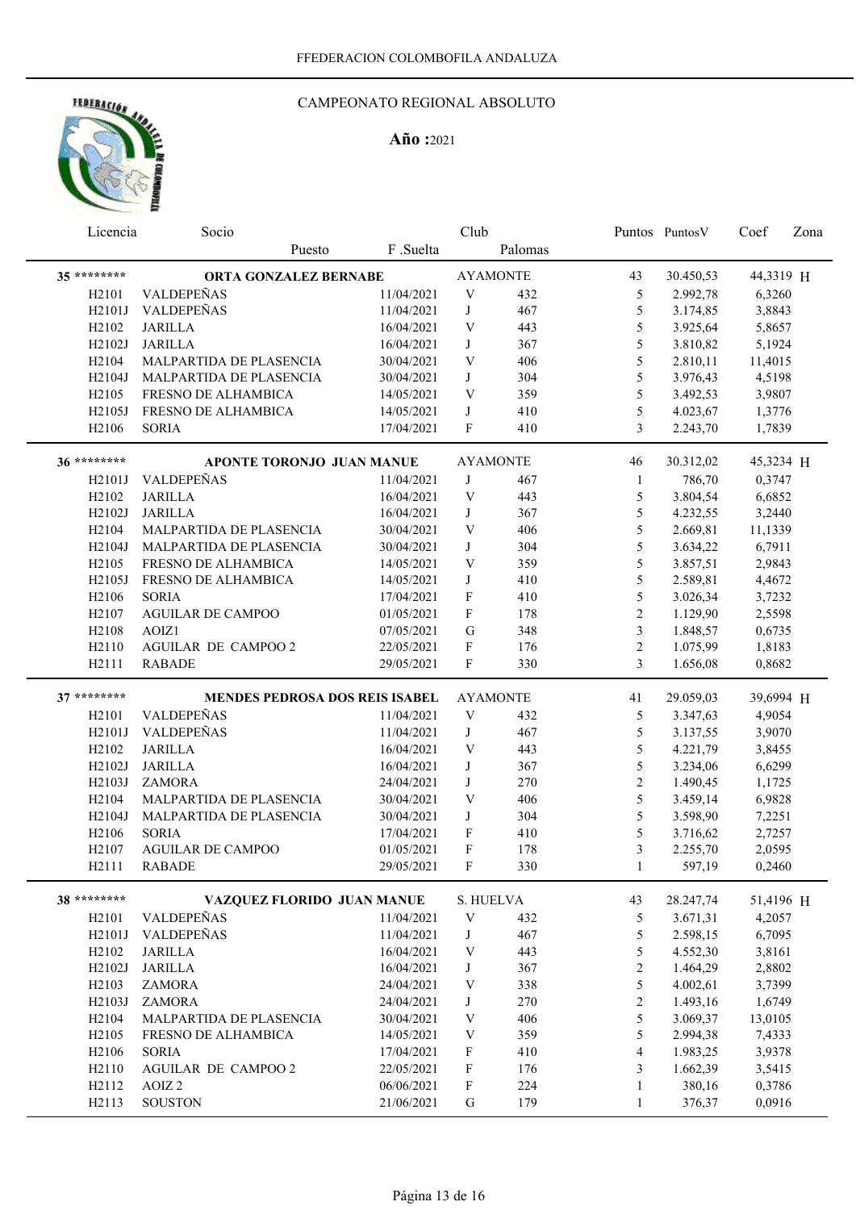FFEDERACION COLOMBOFILA ANDALUZA

# CAMPEONATO REGIONAL ABSOLUTO

**Año :**2021

| Licencia | Socio / Puesto | F .Suelta | Club | Palomas | Puntos | PuntosV | Coef | Zona |
|---|---|---|---|---|---|---|---|---|
| **35 \*\*\*\*\*\*\*\*** | **ORTA GONZALEZ BERNABE** | | AYAMONTE | | 43 | 30.450,53 | 44,3319 | H |
| H2101 | VALDEPEÑAS | 11/04/2021 | V | 432 | 5 | 2.992,78 | 6,3260 | |
| H2101J | VALDEPEÑAS | 11/04/2021 | J | 467 | 5 | 3.174,85 | 3,8843 | |
| H2102 | JARILLA | 16/04/2021 | V | 443 | 5 | 3.925,64 | 5,8657 | |
| H2102J | JARILLA | 16/04/2021 | J | 367 | 5 | 3.810,82 | 5,1924 | |
| H2104 | MALPARTIDA DE PLASENCIA | 30/04/2021 | V | 406 | 5 | 2.810,11 | 11,4015 | |
| H2104J | MALPARTIDA DE PLASENCIA | 30/04/2021 | J | 304 | 5 | 3.976,43 | 4,5198 | |
| H2105 | FRESNO DE ALHAMBICA | 14/05/2021 | V | 359 | 5 | 3.492,53 | 3,9807 | |
| H2105J | FRESNO DE ALHAMBICA | 14/05/2021 | J | 410 | 5 | 4.023,67 | 1,3776 | |
| H2106 | SORIA | 17/04/2021 | F | 410 | 3 | 2.243,70 | 1,7839 | |
| **36 \*\*\*\*\*\*\*\*** | **APONTE TORONJO JUAN MANUE** | | AYAMONTE | | 46 | 30.312,02 | 45,3234 | H |
| H2101J | VALDEPEÑAS | 11/04/2021 | J | 467 | 1 | 786,70 | 0,3747 | |
| H2102 | JARILLA | 16/04/2021 | V | 443 | 5 | 3.804,54 | 6,6852 | |
| H2102J | JARILLA | 16/04/2021 | J | 367 | 5 | 4.232,55 | 3,2440 | |
| H2104 | MALPARTIDA DE PLASENCIA | 30/04/2021 | V | 406 | 5 | 2.669,81 | 11,1339 | |
| H2104J | MALPARTIDA DE PLASENCIA | 30/04/2021 | J | 304 | 5 | 3.634,22 | 6,7911 | |
| H2105 | FRESNO DE ALHAMBICA | 14/05/2021 | V | 359 | 5 | 3.857,51 | 2,9843 | |
| H2105J | FRESNO DE ALHAMBICA | 14/05/2021 | J | 410 | 5 | 2.589,81 | 4,4672 | |
| H2106 | SORIA | 17/04/2021 | F | 410 | 5 | 3.026,34 | 3,7232 | |
| H2107 | AGUILAR DE CAMPOO | 01/05/2021 | F | 178 | 2 | 1.129,90 | 2,5598 | |
| H2108 | AOIZ1 | 07/05/2021 | G | 348 | 3 | 1.848,57 | 0,6735 | |
| H2110 | AGUILAR DE CAMPOO 2 | 22/05/2021 | F | 176 | 2 | 1.075,99 | 1,8183 | |
| H2111 | RABADE | 29/05/2021 | F | 330 | 3 | 1.656,08 | 0,8682 | |
| **37 \*\*\*\*\*\*\*\*** | **MENDES PEDROSA DOS REIS ISABEL** | | AYAMONTE | | 41 | 29.059,03 | 39,6994 | H |
| H2101 | VALDEPEÑAS | 11/04/2021 | V | 432 | 5 | 3.347,63 | 4,9054 | |
| H2101J | VALDEPEÑAS | 11/04/2021 | J | 467 | 5 | 3.137,55 | 3,9070 | |
| H2102 | JARILLA | 16/04/2021 | V | 443 | 5 | 4.221,79 | 3,8455 | |
| H2102J | JARILLA | 16/04/2021 | J | 367 | 5 | 3.234,06 | 6,6299 | |
| H2103J | ZAMORA | 24/04/2021 | J | 270 | 2 | 1.490,45 | 1,1725 | |
| H2104 | MALPARTIDA DE PLASENCIA | 30/04/2021 | V | 406 | 5 | 3.459,14 | 6,9828 | |
| H2104J | MALPARTIDA DE PLASENCIA | 30/04/2021 | J | 304 | 5 | 3.598,90 | 7,2251 | |
| H2106 | SORIA | 17/04/2021 | F | 410 | 5 | 3.716,62 | 2,7257 | |
| H2107 | AGUILAR DE CAMPOO | 01/05/2021 | F | 178 | 3 | 2.255,70 | 2,0595 | |
| H2111 | RABADE | 29/05/2021 | F | 330 | 1 | 597,19 | 0,2460 | |
| **38 \*\*\*\*\*\*\*\*** | **VAZQUEZ FLORIDO JUAN MANUE** | | S. HUELVA | | 43 | 28.247,74 | 51,4196 | H |
| H2101 | VALDEPEÑAS | 11/04/2021 | V | 432 | 5 | 3.671,31 | 4,2057 | |
| H2101J | VALDEPEÑAS | 11/04/2021 | J | 467 | 5 | 2.598,15 | 6,7095 | |
| H2102 | JARILLA | 16/04/2021 | V | 443 | 5 | 4.552,30 | 3,8161 | |
| H2102J | JARILLA | 16/04/2021 | J | 367 | 2 | 1.464,29 | 2,8802 | |
| H2103 | ZAMORA | 24/04/2021 | V | 338 | 5 | 4.002,61 | 3,7399 | |
| H2103J | ZAMORA | 24/04/2021 | J | 270 | 2 | 1.493,16 | 1,6749 | |
| H2104 | MALPARTIDA DE PLASENCIA | 30/04/2021 | V | 406 | 5 | 3.069,37 | 13,0105 | |
| H2105 | FRESNO DE ALHAMBICA | 14/05/2021 | V | 359 | 5 | 2.994,38 | 7,4333 | |
| H2106 | SORIA | 17/04/2021 | F | 410 | 4 | 1.983,25 | 3,9378 | |
| H2110 | AGUILAR DE CAMPOO 2 | 22/05/2021 | F | 176 | 3 | 1.662,39 | 3,5415 | |
| H2112 | AOIZ 2 | 06/06/2021 | F | 224 | 1 | 380,16 | 0,3786 | |
| H2113 | SOUSTON | 21/06/2021 | G | 179 | 1 | 376,37 | 0,0916 | |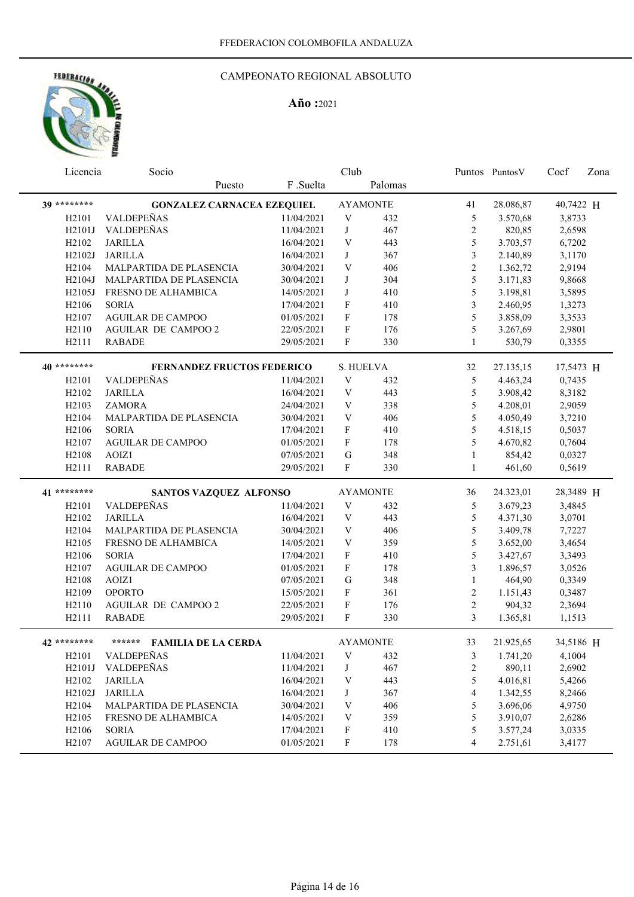FFEDERACION COLOMBOFILA ANDALUZA

CAMPEONATO REGIONAL ABSOLUTO

**Año :**2021

| Licencia | Socio / Puesto | F .Suelta | Club | Palomas | Puntos | PuntosV | Coef | Zona |
|---|---|---|---|---|---|---|---|---|
| **39 \*\*\*\*\*\*\*\*** | **GONZALEZ CARNACEA EZEQUIEL** | | AYAMONTE | | 41 | 28.086,87 | 40,7422 | H |
| H2101 | VALDEPEÑAS | 11/04/2021 | V | 432 | 5 | 3.570,68 | 3,8733 | |
| H2101J | VALDEPEÑAS | 11/04/2021 | J | 467 | 2 | 820,85 | 2,6598 | |
| H2102 | JARILLA | 16/04/2021 | V | 443 | 5 | 3.703,57 | 6,7202 | |
| H2102J | JARILLA | 16/04/2021 | J | 367 | 3 | 2.140,89 | 3,1170 | |
| H2104 | MALPARTIDA DE PLASENCIA | 30/04/2021 | V | 406 | 2 | 1.362,72 | 2,9194 | |
| H2104J | MALPARTIDA DE PLASENCIA | 30/04/2021 | J | 304 | 5 | 3.171,83 | 9,8668 | |
| H2105J | FRESNO DE ALHAMBICA | 14/05/2021 | J | 410 | 5 | 3.198,81 | 3,5895 | |
| H2106 | SORIA | 17/04/2021 | F | 410 | 3 | 2.460,95 | 1,3273 | |
| H2107 | AGUILAR DE CAMPOO | 01/05/2021 | F | 178 | 5 | 3.858,09 | 3,3533 | |
| H2110 | AGUILAR DE CAMPOO 2 | 22/05/2021 | F | 176 | 5 | 3.267,69 | 2,9801 | |
| H2111 | RABADE | 29/05/2021 | F | 330 | 1 | 530,79 | 0,3355 | |
| **40 \*\*\*\*\*\*\*\*** | **FERNANDEZ FRUCTOS FEDERICO** | | S. HUELVA | | 32 | 27.135,15 | 17,5473 | H |
| H2101 | VALDEPEÑAS | 11/04/2021 | V | 432 | 5 | 4.463,24 | 0,7435 | |
| H2102 | JARILLA | 16/04/2021 | V | 443 | 5 | 3.908,42 | 8,3182 | |
| H2103 | ZAMORA | 24/04/2021 | V | 338 | 5 | 4.208,01 | 2,9059 | |
| H2104 | MALPARTIDA DE PLASENCIA | 30/04/2021 | V | 406 | 5 | 4.050,49 | 3,7210 | |
| H2106 | SORIA | 17/04/2021 | F | 410 | 5 | 4.518,15 | 0,5037 | |
| H2107 | AGUILAR DE CAMPOO | 01/05/2021 | F | 178 | 5 | 4.670,82 | 0,7604 | |
| H2108 | AOIZ1 | 07/05/2021 | G | 348 | 1 | 854,42 | 0,0327 | |
| H2111 | RABADE | 29/05/2021 | F | 330 | 1 | 461,60 | 0,5619 | |
| **41 \*\*\*\*\*\*\*\*** | **SANTOS VAZQUEZ ALFONSO** | | AYAMONTE | | 36 | 24.323,01 | 28,3489 | H |
| H2101 | VALDEPEÑAS | 11/04/2021 | V | 432 | 5 | 3.679,23 | 3,4845 | |
| H2102 | JARILLA | 16/04/2021 | V | 443 | 5 | 4.371,30 | 3,0701 | |
| H2104 | MALPARTIDA DE PLASENCIA | 30/04/2021 | V | 406 | 5 | 3.409,78 | 7,7227 | |
| H2105 | FRESNO DE ALHAMBICA | 14/05/2021 | V | 359 | 5 | 3.652,00 | 3,4654 | |
| H2106 | SORIA | 17/04/2021 | F | 410 | 5 | 3.427,67 | 3,3493 | |
| H2107 | AGUILAR DE CAMPOO | 01/05/2021 | F | 178 | 3 | 1.896,57 | 3,0526 | |
| H2108 | AOIZ1 | 07/05/2021 | G | 348 | 1 | 464,90 | 0,3349 | |
| H2109 | OPORTO | 15/05/2021 | F | 361 | 2 | 1.151,43 | 0,3487 | |
| H2110 | AGUILAR DE CAMPOO 2 | 22/05/2021 | F | 176 | 2 | 904,32 | 2,3694 | |
| H2111 | RABADE | 29/05/2021 | F | 330 | 3 | 1.365,81 | 1,1513 | |
| **42 \*\*\*\*\*\*\*\*** | **\*\*\*\*\*\* FAMILIA DE LA CERDA** | | AYAMONTE | | 33 | 21.925,65 | 34,5186 | H |
| H2101 | VALDEPEÑAS | 11/04/2021 | V | 432 | 3 | 1.741,20 | 4,1004 | |
| H2101J | VALDEPEÑAS | 11/04/2021 | J | 467 | 2 | 890,11 | 2,6902 | |
| H2102 | JARILLA | 16/04/2021 | V | 443 | 5 | 4.016,81 | 5,4266 | |
| H2102J | JARILLA | 16/04/2021 | J | 367 | 4 | 1.342,55 | 8,2466 | |
| H2104 | MALPARTIDA DE PLASENCIA | 30/04/2021 | V | 406 | 5 | 3.696,06 | 4,9750 | |
| H2105 | FRESNO DE ALHAMBICA | 14/05/2021 | V | 359 | 5 | 3.910,07 | 2,6286 | |
| H2106 | SORIA | 17/04/2021 | F | 410 | 5 | 3.577,24 | 3,0335 | |
| H2107 | AGUILAR DE CAMPOO | 01/05/2021 | F | 178 | 4 | 2.751,61 | 3,4177 | |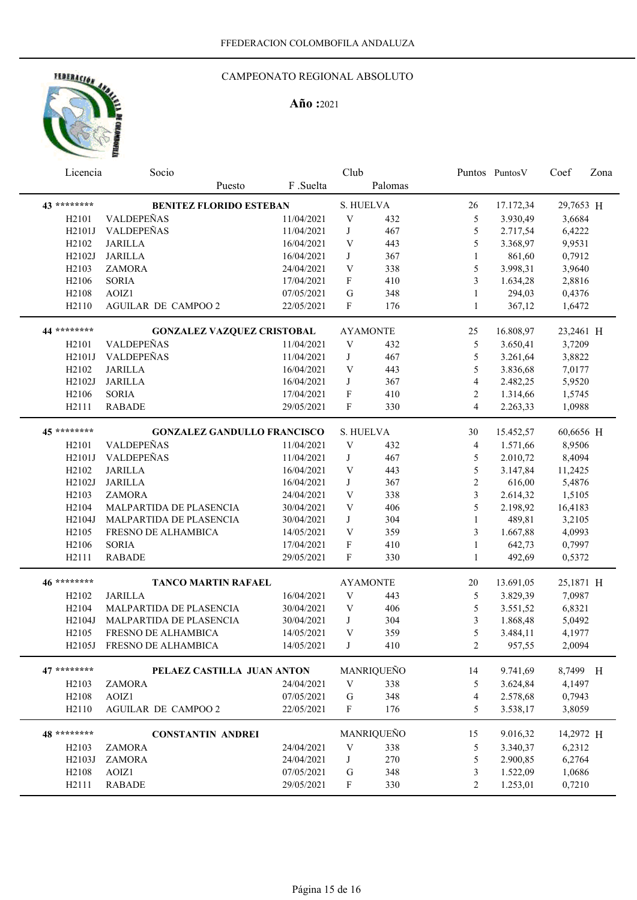FFEDERACION COLOMBOFILA ANDALUZA

# CAMPEONATO REGIONAL ABSOLUTO

**Año :**2021

| Licencia | Socio / Puesto | F .Suelta | Club | Palomas | Puntos | PuntosV | Coef | Zona |
|---|---|---|---|---|---|---|---|---|
| **43** ******** | **BENITEZ FLORIDO ESTEBAN** | | S. HUELVA | | 26 | 17.172,34 | 29,7653 | H |
| H2101 | VALDEPEÑAS | 11/04/2021 | V | 432 | 5 | 3.930,49 | 3,6684 | |
| H2101J | VALDEPEÑAS | 11/04/2021 | J | 467 | 5 | 2.717,54 | 6,4222 | |
| H2102 | JARILLA | 16/04/2021 | V | 443 | 5 | 3.368,97 | 9,9531 | |
| H2102J | JARILLA | 16/04/2021 | J | 367 | 1 | 861,60 | 0,7912 | |
| H2103 | ZAMORA | 24/04/2021 | V | 338 | 5 | 3.998,31 | 3,9640 | |
| H2106 | SORIA | 17/04/2021 | F | 410 | 3 | 1.634,28 | 2,8816 | |
| H2108 | AOIZ1 | 07/05/2021 | G | 348 | 1 | 294,03 | 0,4376 | |
| H2110 | AGUILAR DE CAMPOO 2 | 22/05/2021 | F | 176 | 1 | 367,12 | 1,6472 | |
| **44** ******** | **GONZALEZ VAZQUEZ CRISTOBAL** | | AYAMONTE | | 25 | 16.808,97 | 23,2461 | H |
| H2101 | VALDEPEÑAS | 11/04/2021 | V | 432 | 5 | 3.650,41 | 3,7209 | |
| H2101J | VALDEPEÑAS | 11/04/2021 | J | 467 | 5 | 3.261,64 | 3,8822 | |
| H2102 | JARILLA | 16/04/2021 | V | 443 | 5 | 3.836,68 | 7,0177 | |
| H2102J | JARILLA | 16/04/2021 | J | 367 | 4 | 2.482,25 | 5,9520 | |
| H2106 | SORIA | 17/04/2021 | F | 410 | 2 | 1.314,66 | 1,5745 | |
| H2111 | RABADE | 29/05/2021 | F | 330 | 4 | 2.263,33 | 1,0988 | |
| **45** ******** | **GONZALEZ GANDULLO FRANCISCO** | | S. HUELVA | | 30 | 15.452,57 | 60,6656 | H |
| H2101 | VALDEPEÑAS | 11/04/2021 | V | 432 | 4 | 1.571,66 | 8,9506 | |
| H2101J | VALDEPEÑAS | 11/04/2021 | J | 467 | 5 | 2.010,72 | 8,4094 | |
| H2102 | JARILLA | 16/04/2021 | V | 443 | 5 | 3.147,84 | 11,2425 | |
| H2102J | JARILLA | 16/04/2021 | J | 367 | 2 | 616,00 | 5,4876 | |
| H2103 | ZAMORA | 24/04/2021 | V | 338 | 3 | 2.614,32 | 1,5105 | |
| H2104 | MALPARTIDA DE PLASENCIA | 30/04/2021 | V | 406 | 5 | 2.198,92 | 16,4183 | |
| H2104J | MALPARTIDA DE PLASENCIA | 30/04/2021 | J | 304 | 1 | 489,81 | 3,2105 | |
| H2105 | FRESNO DE ALHAMBICA | 14/05/2021 | V | 359 | 3 | 1.667,88 | 4,0993 | |
| H2106 | SORIA | 17/04/2021 | F | 410 | 1 | 642,73 | 0,7997 | |
| H2111 | RABADE | 29/05/2021 | F | 330 | 1 | 492,69 | 0,5372 | |
| **46** ******** | **TANCO MARTIN RAFAEL** | | AYAMONTE | | 20 | 13.691,05 | 25,1871 | H |
| H2102 | JARILLA | 16/04/2021 | V | 443 | 5 | 3.829,39 | 7,0987 | |
| H2104 | MALPARTIDA DE PLASENCIA | 30/04/2021 | V | 406 | 5 | 3.551,52 | 6,8321 | |
| H2104J | MALPARTIDA DE PLASENCIA | 30/04/2021 | J | 304 | 3 | 1.868,48 | 5,0492 | |
| H2105 | FRESNO DE ALHAMBICA | 14/05/2021 | V | 359 | 5 | 3.484,11 | 4,1977 | |
| H2105J | FRESNO DE ALHAMBICA | 14/05/2021 | J | 410 | 2 | 957,55 | 2,0094 | |
| **47** ******** | **PELAEZ CASTILLA JUAN ANTON** | | MANRIQUEÑO | | 14 | 9.741,69 | 8,7499 | H |
| H2103 | ZAMORA | 24/04/2021 | V | 338 | 5 | 3.624,84 | 4,1497 | |
| H2108 | AOIZ1 | 07/05/2021 | G | 348 | 4 | 2.578,68 | 0,7943 | |
| H2110 | AGUILAR DE CAMPOO 2 | 22/05/2021 | F | 176 | 5 | 3.538,17 | 3,8059 | |
| **48** ******** | **CONSTANTIN ANDREI** | | MANRIQUEÑO | | 15 | 9.016,32 | 14,2972 | H |
| H2103 | ZAMORA | 24/04/2021 | V | 338 | 5 | 3.340,37 | 6,2312 | |
| H2103J | ZAMORA | 24/04/2021 | J | 270 | 5 | 2.900,85 | 6,2764 | |
| H2108 | AOIZ1 | 07/05/2021 | G | 348 | 3 | 1.522,09 | 1,0686 | |
| H2111 | RABADE | 29/05/2021 | F | 330 | 2 | 1.253,01 | 0,7210 | |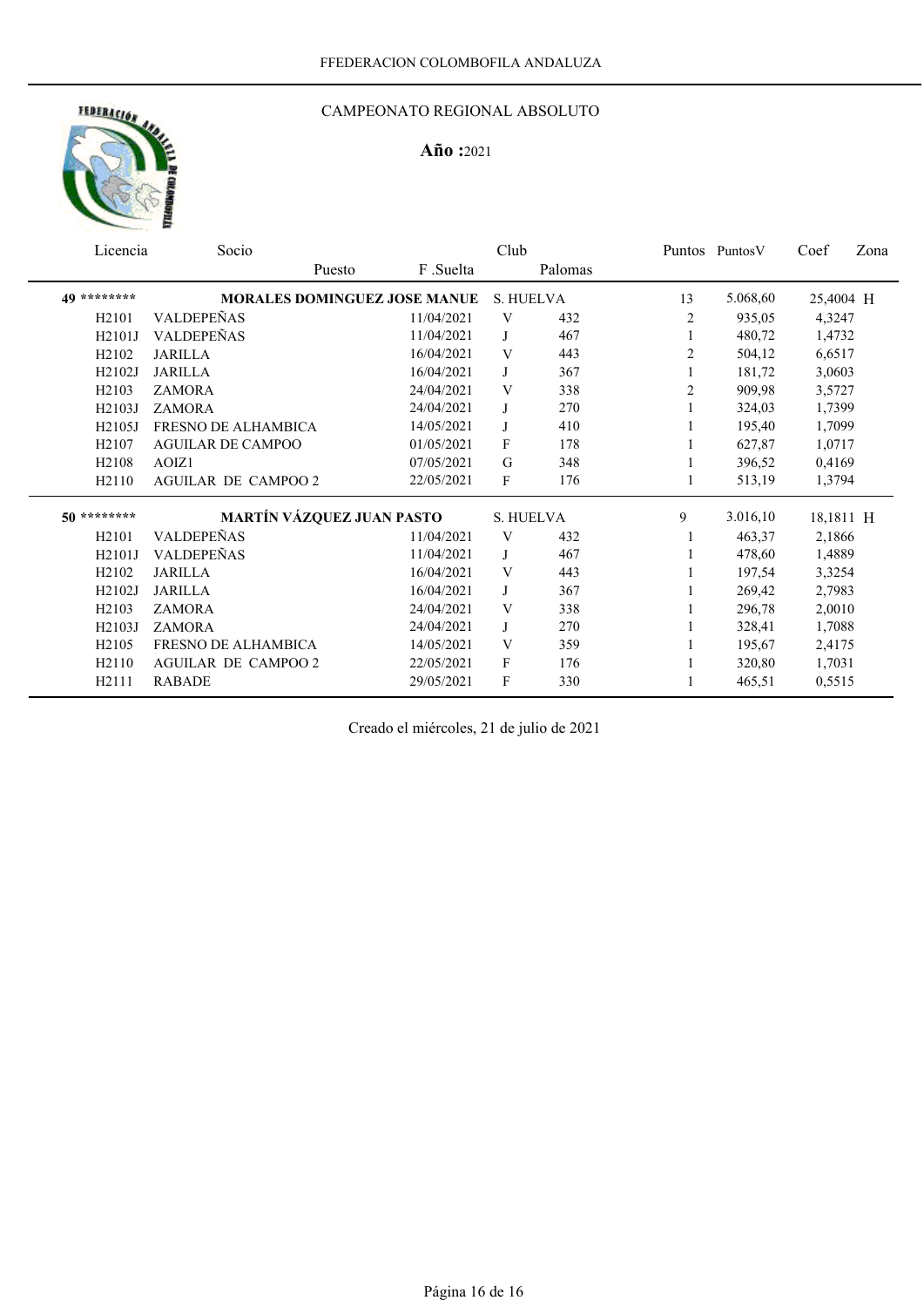FFEDERACION COLOMBOFILA ANDALUZA

CAMPEONATO REGIONAL ABSOLUTO

**Año :**2021

| Licencia | Socio / Puesto | F .Suelta | Club | Palomas | Puntos | PuntosV | Coef | Zona |
|---|---|---|---|---|---|---|---|---|
| **49** ******** | **MORALES DOMINGUEZ JOSE MANUE** | | S. HUELVA | | 13 | 5.068,60 | 25,4004 | H |
| H2101 | VALDEPEÑAS | 11/04/2021 | V | 432 | 2 | 935,05 | 4,3247 | |
| H2101J | VALDEPEÑAS | 11/04/2021 | J | 467 | 1 | 480,72 | 1,4732 | |
| H2102 | JARILLA | 16/04/2021 | V | 443 | 2 | 504,12 | 6,6517 | |
| H2102J | JARILLA | 16/04/2021 | J | 367 | 1 | 181,72 | 3,0603 | |
| H2103 | ZAMORA | 24/04/2021 | V | 338 | 2 | 909,98 | 3,5727 | |
| H2103J | ZAMORA | 24/04/2021 | J | 270 | 1 | 324,03 | 1,7399 | |
| H2105J | FRESNO DE ALHAMBICA | 14/05/2021 | J | 410 | 1 | 195,40 | 1,7099 | |
| H2107 | AGUILAR DE CAMPOO | 01/05/2021 | F | 178 | 1 | 627,87 | 1,0717 | |
| H2108 | AOIZ1 | 07/05/2021 | G | 348 | 1 | 396,52 | 0,4169 | |
| H2110 | AGUILAR DE CAMPOO 2 | 22/05/2021 | F | 176 | 1 | 513,19 | 1,3794 | |
| **50** ******** | **MARTÍN VÁZQUEZ JUAN PASTO** | | S. HUELVA | | 9 | 3.016,10 | 18,1811 | H |
| H2101 | VALDEPEÑAS | 11/04/2021 | V | 432 | 1 | 463,37 | 2,1866 | |
| H2101J | VALDEPEÑAS | 11/04/2021 | J | 467 | 1 | 478,60 | 1,4889 | |
| H2102 | JARILLA | 16/04/2021 | V | 443 | 1 | 197,54 | 3,3254 | |
| H2102J | JARILLA | 16/04/2021 | J | 367 | 1 | 269,42 | 2,7983 | |
| H2103 | ZAMORA | 24/04/2021 | V | 338 | 1 | 296,78 | 2,0010 | |
| H2103J | ZAMORA | 24/04/2021 | J | 270 | 1 | 328,41 | 1,7088 | |
| H2105 | FRESNO DE ALHAMBICA | 14/05/2021 | V | 359 | 1 | 195,67 | 2,4175 | |
| H2110 | AGUILAR DE CAMPOO 2 | 22/05/2021 | F | 176 | 1 | 320,80 | 1,7031 | |
| H2111 | RABADE | 29/05/2021 | F | 330 | 1 | 465,51 | 0,5515 | |

Creado el miércoles, 21 de julio de 2021